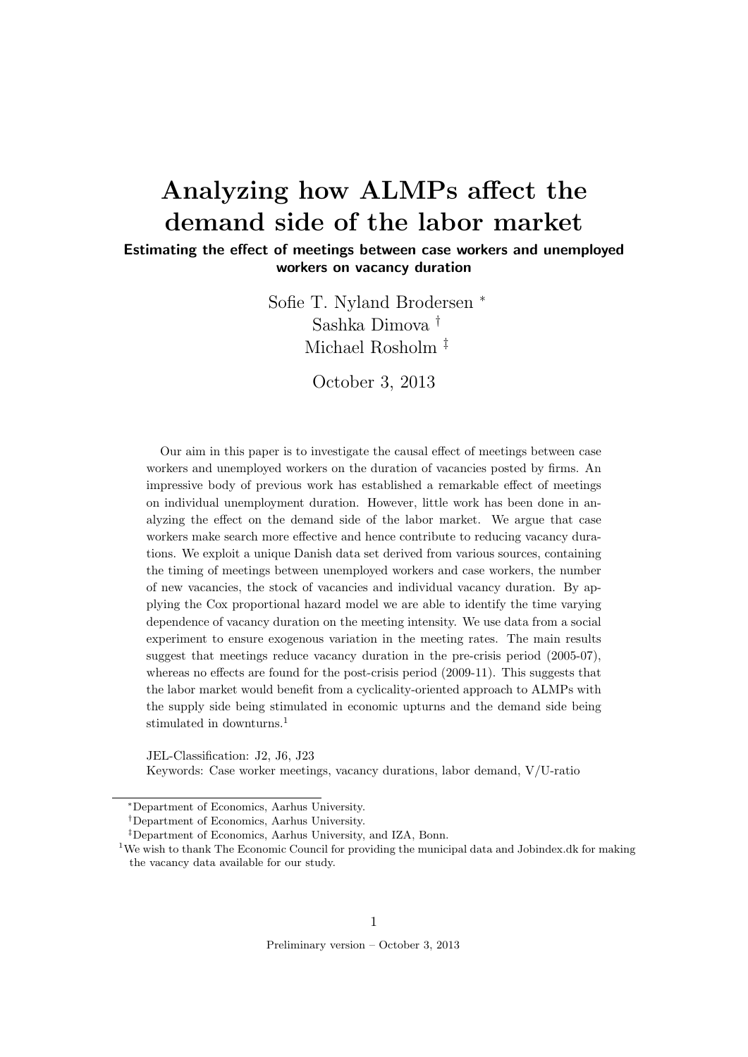# Analyzing how ALMPs affect the demand side of the labor market

**Estimating the effect of meetings between case workers and unemployed workers on vacancy duration**

Sofie T. Nyland Brodersen [*]
Sashka Dimova [†]
Michael Rosholm [‡]

October 3, 2013

Our aim in this paper is to investigate the causal effect of meetings between case workers and unemployed workers on the duration of vacancies posted by firms. An impressive body of previous work has established a remarkable effect of meetings on individual unemployment duration. However, little work has been done in analyzing the effect on the demand side of the labor market. We argue that case workers make search more effective and hence contribute to reducing vacancy durations. We exploit a unique Danish data set derived from various sources, containing the timing of meetings between unemployed workers and case workers, the number of new vacancies, the stock of vacancies and individual vacancy duration. By applying the Cox proportional hazard model we are able to identify the time varying dependence of vacancy duration on the meeting intensity. We use data from a social experiment to ensure exogenous variation in the meeting rates. The main results suggest that meetings reduce vacancy duration in the pre-crisis period (2005-07), whereas no effects are found for the post-crisis period (2009-11). This suggests that the labor market would benefit from a cyclicality-oriented approach to ALMPs with the supply side being stimulated in economic upturns and the demand side being stimulated in downturns.[1]

JEL-Classification: J2, J6, J23
Keywords: Case worker meetings, vacancy durations, labor demand, V/U-ratio

---

[*] Department of Economics, Aarhus University.

[†] Department of Economics, Aarhus University.

[‡] Department of Economics, Aarhus University, and IZA, Bonn.

[1] We wish to thank The Economic Council for providing the municipal data and Jobindex.dk for making the vacancy data available for our study.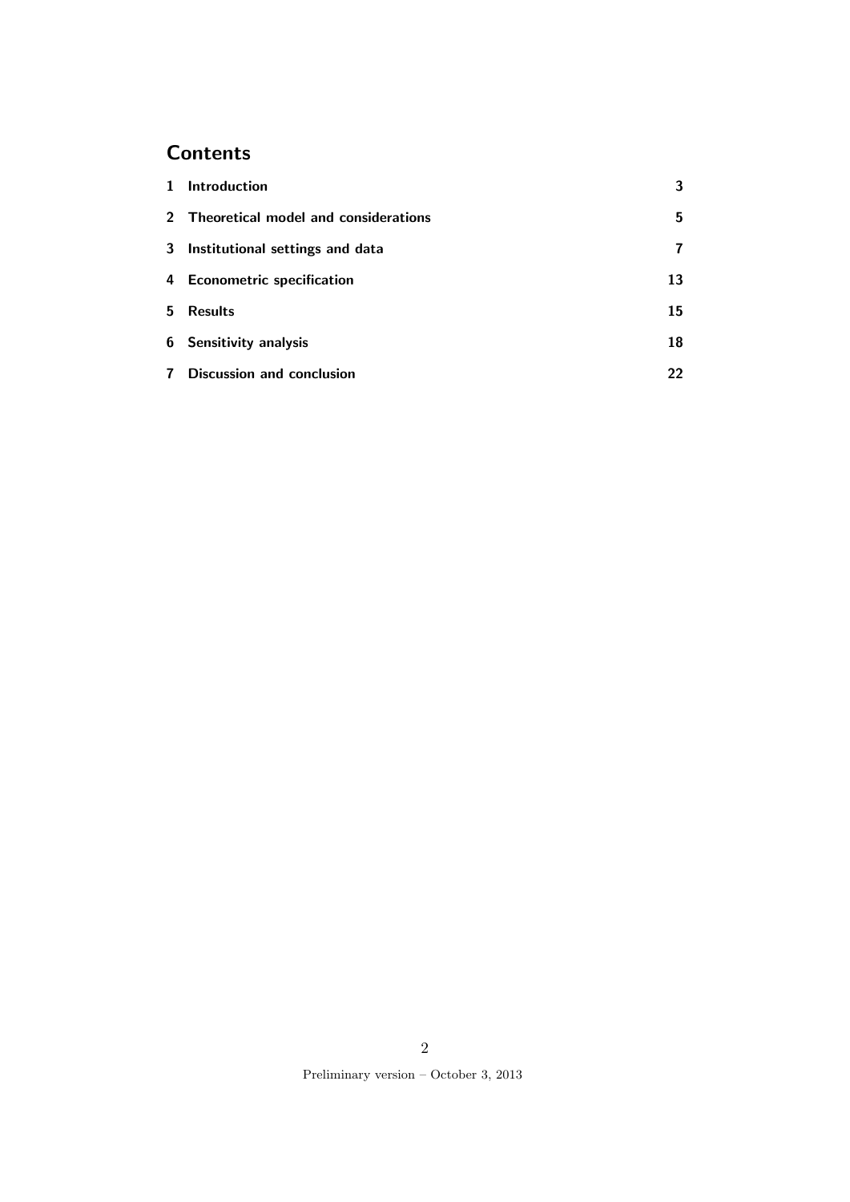# Contents

| | | |
|---|---|---|
| 1 | Introduction | 3 |
| 2 | Theoretical model and considerations | 5 |
| 3 | Institutional settings and data | 7 |
| 4 | Econometric specification | 13 |
| 5 | Results | 15 |
| 6 | Sensitivity analysis | 18 |
| 7 | Discussion and conclusion | 22 |

Preliminary version – October 3, 2013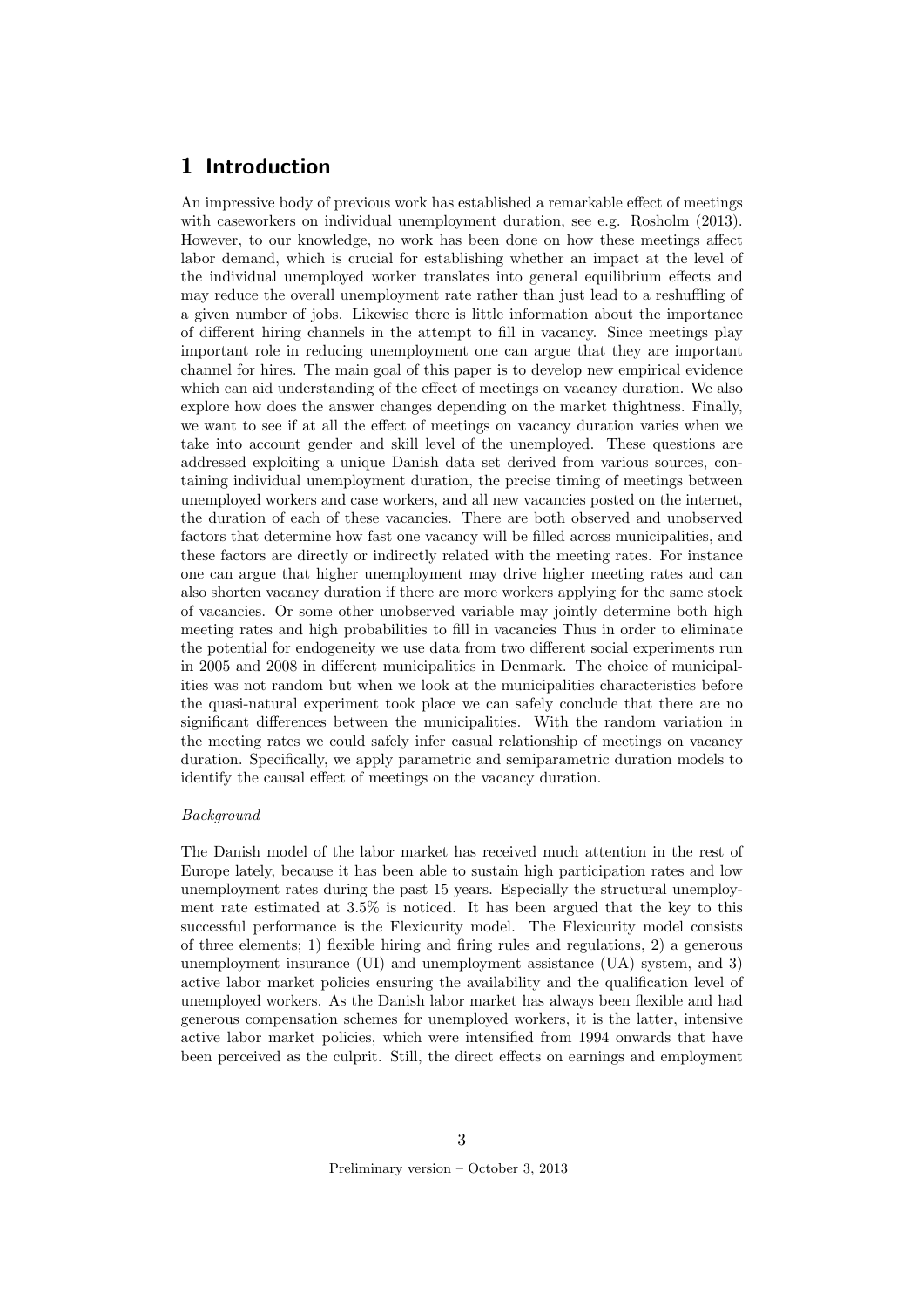# 1 Introduction

An impressive body of previous work has established a remarkable effect of meetings with caseworkers on individual unemployment duration, see e.g. Rosholm (2013). However, to our knowledge, no work has been done on how these meetings affect labor demand, which is crucial for establishing whether an impact at the level of the individual unemployed worker translates into general equilibrium effects and may reduce the overall unemployment rate rather than just lead to a reshuffling of a given number of jobs. Likewise there is little information about the importance of different hiring channels in the attempt to fill in vacancy. Since meetings play important role in reducing unemployment one can argue that they are important channel for hires. The main goal of this paper is to develop new empirical evidence which can aid understanding of the effect of meetings on vacancy duration. We also explore how does the answer changes depending on the market thightness. Finally, we want to see if at all the effect of meetings on vacancy duration varies when we take into account gender and skill level of the unemployed. These questions are addressed exploiting a unique Danish data set derived from various sources, containing individual unemployment duration, the precise timing of meetings between unemployed workers and case workers, and all new vacancies posted on the internet, the duration of each of these vacancies. There are both observed and unobserved factors that determine how fast one vacancy will be filled across municipalities, and these factors are directly or indirectly related with the meeting rates. For instance one can argue that higher unemployment may drive higher meeting rates and can also shorten vacancy duration if there are more workers applying for the same stock of vacancies. Or some other unobserved variable may jointly determine both high meeting rates and high probabilities to fill in vacancies Thus in order to eliminate the potential for endogeneity we use data from two different social experiments run in 2005 and 2008 in different municipalities in Denmark. The choice of municipalities was not random but when we look at the municipalities characteristics before the quasi-natural experiment took place we can safely conclude that there are no significant differences between the municipalities. With the random variation in the meeting rates we could safely infer casual relationship of meetings on vacancy duration. Specifically, we apply parametric and semiparametric duration models to identify the causal effect of meetings on the vacancy duration.

*Background*

The Danish model of the labor market has received much attention in the rest of Europe lately, because it has been able to sustain high participation rates and low unemployment rates during the past 15 years. Especially the structural unemployment rate estimated at 3.5% is noticed. It has been argued that the key to this successful performance is the Flexicurity model. The Flexicurity model consists of three elements; 1) flexible hiring and firing rules and regulations, 2) a generous unemployment insurance (UI) and unemployment assistance (UA) system, and 3) active labor market policies ensuring the availability and the qualification level of unemployed workers. As the Danish labor market has always been flexible and had generous compensation schemes for unemployed workers, it is the latter, intensive active labor market policies, which were intensified from 1994 onwards that have been perceived as the culprit. Still, the direct effects on earnings and employment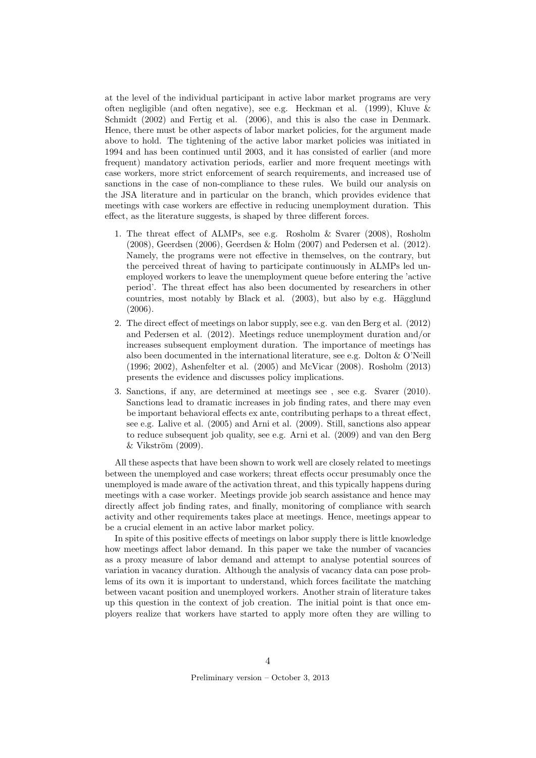at the level of the individual participant in active labor market programs are very often negligible (and often negative), see e.g. Heckman et al. (1999), Kluve & Schmidt (2002) and Fertig et al. (2006), and this is also the case in Denmark. Hence, there must be other aspects of labor market policies, for the argument made above to hold. The tightening of the active labor market policies was initiated in 1994 and has been continued until 2003, and it has consisted of earlier (and more frequent) mandatory activation periods, earlier and more frequent meetings with case workers, more strict enforcement of search requirements, and increased use of sanctions in the case of non-compliance to these rules. We build our analysis on the JSA literature and in particular on the branch, which provides evidence that meetings with case workers are effective in reducing unemployment duration. This effect, as the literature suggests, is shaped by three different forces.

1. The threat effect of ALMPs, see e.g. Rosholm & Svarer (2008), Rosholm (2008), Geerdsen (2006), Geerdsen & Holm (2007) and Pedersen et al. (2012). Namely, the programs were not effective in themselves, on the contrary, but the perceived threat of having to participate continuously in ALMPs led unemployed workers to leave the unemployment queue before entering the 'active period'. The threat effect has also been documented by researchers in other countries, most notably by Black et al. (2003), but also by e.g. Hägglund (2006).
2. The direct effect of meetings on labor supply, see e.g. van den Berg et al. (2012) and Pedersen et al. (2012). Meetings reduce unemployment duration and/or increases subsequent employment duration. The importance of meetings has also been documented in the international literature, see e.g. Dolton & O'Neill (1996; 2002), Ashenfelter et al. (2005) and McVicar (2008). Rosholm (2013) presents the evidence and discusses policy implications.
3. Sanctions, if any, are determined at meetings see , see e.g. Svarer (2010). Sanctions lead to dramatic increases in job finding rates, and there may even be important behavioral effects ex ante, contributing perhaps to a threat effect, see e.g. Lalive et al. (2005) and Arni et al. (2009). Still, sanctions also appear to reduce subsequent job quality, see e.g. Arni et al. (2009) and van den Berg & Vikström (2009).

All these aspects that have been shown to work well are closely related to meetings between the unemployed and case workers; threat effects occur presumably once the unemployed is made aware of the activation threat, and this typically happens during meetings with a case worker. Meetings provide job search assistance and hence may directly affect job finding rates, and finally, monitoring of compliance with search activity and other requirements takes place at meetings. Hence, meetings appear to be a crucial element in an active labor market policy.

In spite of this positive effects of meetings on labor supply there is little knowledge how meetings affect labor demand. In this paper we take the number of vacancies as a proxy measure of labor demand and attempt to analyse potential sources of variation in vacancy duration. Although the analysis of vacancy data can pose problems of its own it is important to understand, which forces facilitate the matching between vacant position and unemployed workers. Another strain of literature takes up this question in the context of job creation. The initial point is that once employers realize that workers have started to apply more often they are willing to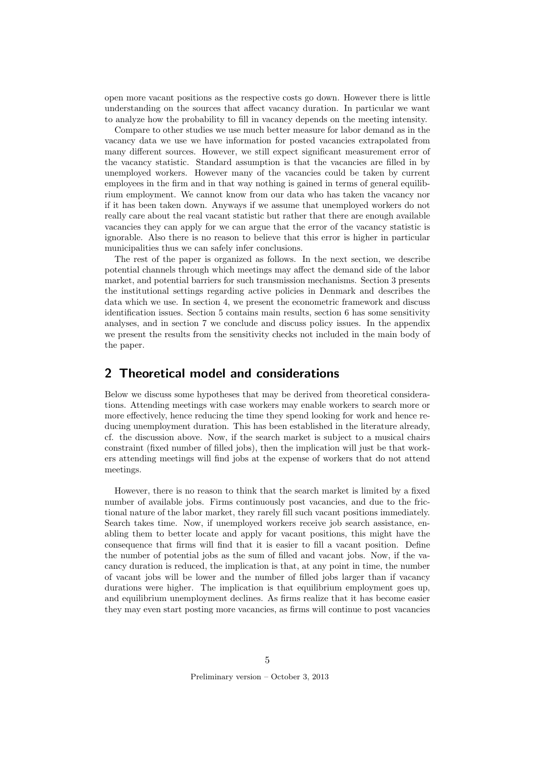open more vacant positions as the respective costs go down. However there is little understanding on the sources that affect vacancy duration. In particular we want to analyze how the probability to fill in vacancy depends on the meeting intensity.

Compare to other studies we use much better measure for labor demand as in the vacancy data we use we have information for posted vacancies extrapolated from many different sources. However, we still expect significant measurement error of the vacancy statistic. Standard assumption is that the vacancies are filled in by unemployed workers. However many of the vacancies could be taken by current employees in the firm and in that way nothing is gained in terms of general equilibrium employment. We cannot know from our data who has taken the vacancy nor if it has been taken down. Anyways if we assume that unemployed workers do not really care about the real vacant statistic but rather that there are enough available vacancies they can apply for we can argue that the error of the vacancy statistic is ignorable. Also there is no reason to believe that this error is higher in particular municipalities thus we can safely infer conclusions.

The rest of the paper is organized as follows. In the next section, we describe potential channels through which meetings may affect the demand side of the labor market, and potential barriers for such transmission mechanisms. Section 3 presents the institutional settings regarding active policies in Denmark and describes the data which we use. In section 4, we present the econometric framework and discuss identification issues. Section 5 contains main results, section 6 has some sensitivity analyses, and in section 7 we conclude and discuss policy issues. In the appendix we present the results from the sensitivity checks not included in the main body of the paper.

## 2 Theoretical model and considerations

Below we discuss some hypotheses that may be derived from theoretical considerations. Attending meetings with case workers may enable workers to search more or more effectively, hence reducing the time they spend looking for work and hence reducing unemployment duration. This has been established in the literature already, cf. the discussion above. Now, if the search market is subject to a musical chairs constraint (fixed number of filled jobs), then the implication will just be that workers attending meetings will find jobs at the expense of workers that do not attend meetings.

However, there is no reason to think that the search market is limited by a fixed number of available jobs. Firms continuously post vacancies, and due to the frictional nature of the labor market, they rarely fill such vacant positions immediately. Search takes time. Now, if unemployed workers receive job search assistance, enabling them to better locate and apply for vacant positions, this might have the consequence that firms will find that it is easier to fill a vacant position. Define the number of potential jobs as the sum of filled and vacant jobs. Now, if the vacancy duration is reduced, the implication is that, at any point in time, the number of vacant jobs will be lower and the number of filled jobs larger than if vacancy durations were higher. The implication is that equilibrium employment goes up, and equilibrium unemployment declines. As firms realize that it has become easier they may even start posting more vacancies, as firms will continue to post vacancies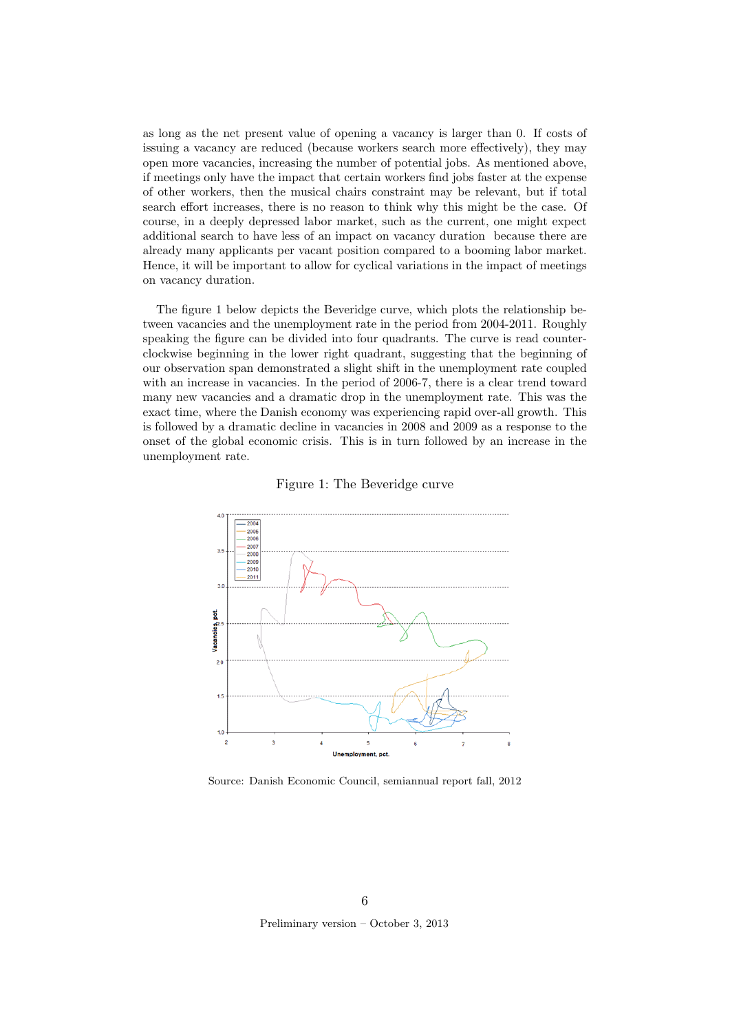as long as the net present value of opening a vacancy is larger than 0. If costs of issuing a vacancy are reduced (because workers search more effectively), they may open more vacancies, increasing the number of potential jobs. As mentioned above, if meetings only have the impact that certain workers find jobs faster at the expense of other workers, then the musical chairs constraint may be relevant, but if total search effort increases, there is no reason to think why this might be the case. Of course, in a deeply depressed labor market, such as the current, one might expect additional search to have less of an impact on vacancy duration because there are already many applicants per vacant position compared to a booming labor market. Hence, it will be important to allow for cyclical variations in the impact of meetings on vacancy duration.

The figure 1 below depicts the Beveridge curve, which plots the relationship between vacancies and the unemployment rate in the period from 2004-2011. Roughly speaking the figure can be divided into four quadrants. The curve is read counterclockwise beginning in the lower right quadrant, suggesting that the beginning of our observation span demonstrated a slight shift in the unemployment rate coupled with an increase in vacancies. In the period of 2006-7, there is a clear trend toward many new vacancies and a dramatic drop in the unemployment rate. This was the exact time, where the Danish economy was experiencing rapid over-all growth. This is followed by a dramatic decline in vacancies in 2008 and 2009 as a response to the onset of the global economic crisis. This is in turn followed by an increase in the unemployment rate.

Figure 1: The Beveridge curve

Source: Danish Economic Council, semiannual report fall, 2012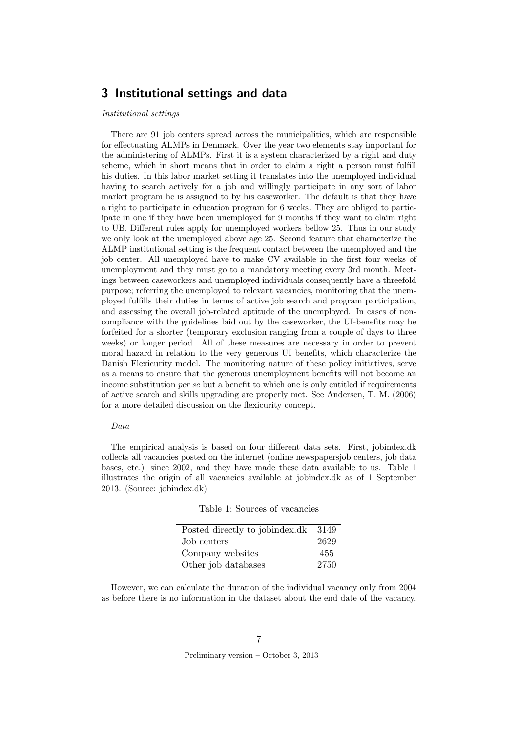## 3 Institutional settings and data

*Institutional settings*

There are 91 job centers spread across the municipalities, which are responsible for effectuating ALMPs in Denmark. Over the year two elements stay important for the administering of ALMPs. First it is a system characterized by a right and duty scheme, which in short means that in order to claim a right a person must fulfill his duties. In this labor market setting it translates into the unemployed individual having to search actively for a job and willingly participate in any sort of labor market program he is assigned to by his caseworker. The default is that they have a right to participate in education program for 6 weeks. They are obliged to participate in one if they have been unemployed for 9 months if they want to claim right to UB. Different rules apply for unemployed workers bellow 25. Thus in our study we only look at the unemployed above age 25. Second feature that characterize the ALMP institutional setting is the frequent contact between the unemployed and the job center. All unemployed have to make CV available in the first four weeks of unemployment and they must go to a mandatory meeting every 3rd month. Meetings between caseworkers and unemployed individuals consequently have a threefold purpose; referring the unemployed to relevant vacancies, monitoring that the unemployed fulfills their duties in terms of active job search and program participation, and assessing the overall job-related aptitude of the unemployed. In cases of non-compliance with the guidelines laid out by the caseworker, the UI-benefits may be forfeited for a shorter (temporary exclusion ranging from a couple of days to three weeks) or longer period. All of these measures are necessary in order to prevent moral hazard in relation to the very generous UI benefits, which characterize the Danish Flexicurity model. The monitoring nature of these policy initiatives, serve as a means to ensure that the generous unemployment benefits will not become an income substitution *per se* but a benefit to which one is only entitled if requirements of active search and skills upgrading are properly met. See Andersen, T. M. (2006) for a more detailed discussion on the flexicurity concept.

*Data*

The empirical analysis is based on four different data sets. First, jobindex.dk collects all vacancies posted on the internet (online newspapersjob centers, job data bases, etc.) since 2002, and they have made these data available to us. Table 1 illustrates the origin of all vacancies available at jobindex.dk as of 1 September 2013. (Source: jobindex.dk)

Table 1: Sources of vacancies

| | |
|---|---|
| Posted directly to jobindex.dk | 3149 |
| Job centers | 2629 |
| Company websites | 455 |
| Other job databases | 2750 |

However, we can calculate the duration of the individual vacancy only from 2004 as before there is no information in the dataset about the end date of the vacancy.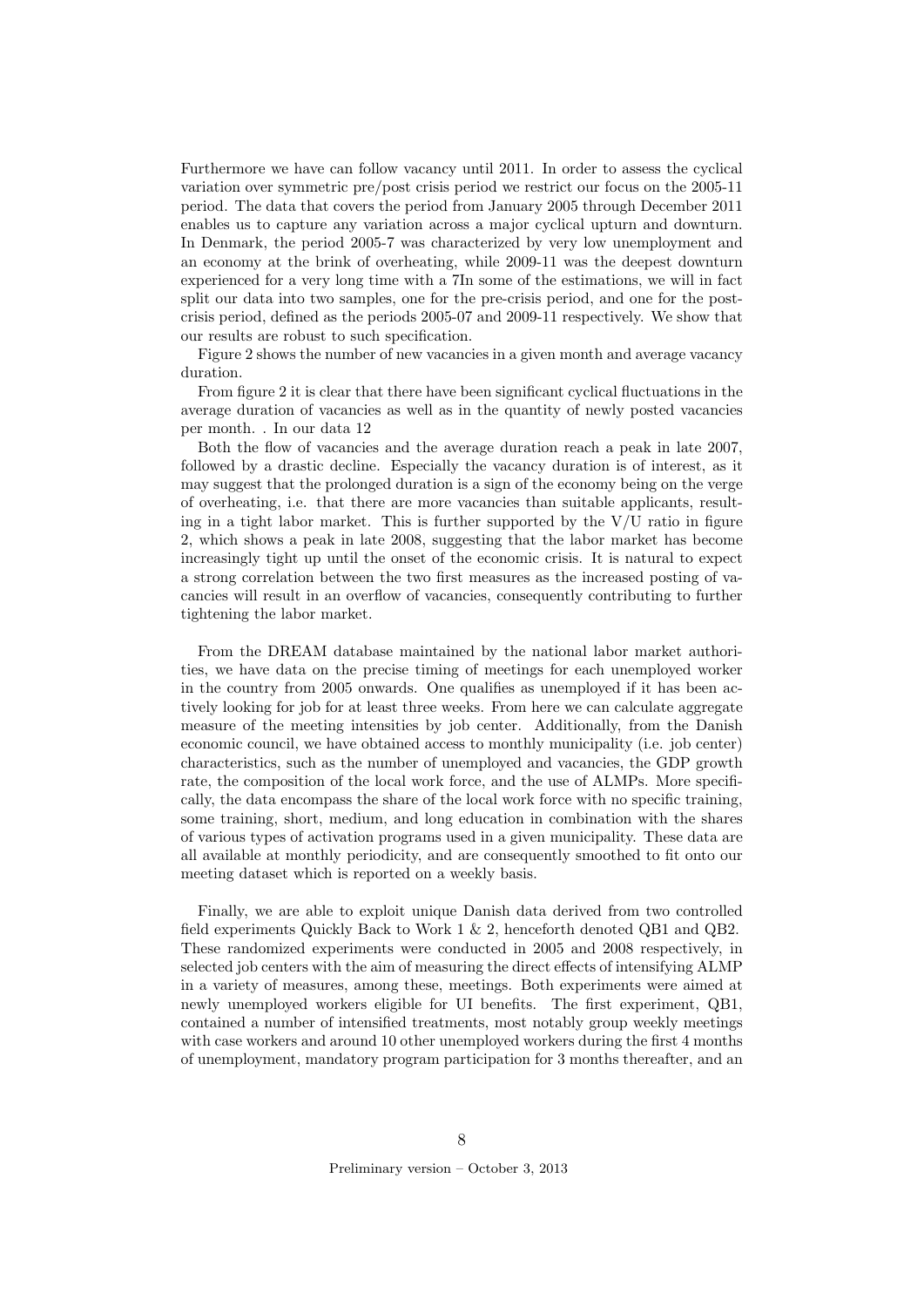Furthermore we have can follow vacancy until 2011. In order to assess the cyclical variation over symmetric pre/post crisis period we restrict our focus on the 2005-11 period. The data that covers the period from January 2005 through December 2011 enables us to capture any variation across a major cyclical upturn and downturn. In Denmark, the period 2005-7 was characterized by very low unemployment and an economy at the brink of overheating, while 2009-11 was the deepest downturn experienced for a very long time with a 7In some of the estimations, we will in fact split our data into two samples, one for the pre-crisis period, and one for the post-crisis period, defined as the periods 2005-07 and 2009-11 respectively. We show that our results are robust to such specification.

Figure 2 shows the number of new vacancies in a given month and average vacancy duration.

From figure 2 it is clear that there have been significant cyclical fluctuations in the average duration of vacancies as well as in the quantity of newly posted vacancies per month. . In our data 12

Both the flow of vacancies and the average duration reach a peak in late 2007, followed by a drastic decline. Especially the vacancy duration is of interest, as it may suggest that the prolonged duration is a sign of the economy being on the verge of overheating, i.e. that there are more vacancies than suitable applicants, resulting in a tight labor market. This is further supported by the V/U ratio in figure 2, which shows a peak in late 2008, suggesting that the labor market has become increasingly tight up until the onset of the economic crisis. It is natural to expect a strong correlation between the two first measures as the increased posting of vacancies will result in an overflow of vacancies, consequently contributing to further tightening the labor market.

From the DREAM database maintained by the national labor market authorities, we have data on the precise timing of meetings for each unemployed worker in the country from 2005 onwards. One qualifies as unemployed if it has been actively looking for job for at least three weeks. From here we can calculate aggregate measure of the meeting intensities by job center. Additionally, from the Danish economic council, we have obtained access to monthly municipality (i.e. job center) characteristics, such as the number of unemployed and vacancies, the GDP growth rate, the composition of the local work force, and the use of ALMPs. More specifically, the data encompass the share of the local work force with no specific training, some training, short, medium, and long education in combination with the shares of various types of activation programs used in a given municipality. These data are all available at monthly periodicity, and are consequently smoothed to fit onto our meeting dataset which is reported on a weekly basis.

Finally, we are able to exploit unique Danish data derived from two controlled field experiments Quickly Back to Work 1 & 2, henceforth denoted QB1 and QB2. These randomized experiments were conducted in 2005 and 2008 respectively, in selected job centers with the aim of measuring the direct effects of intensifying ALMP in a variety of measures, among these, meetings. Both experiments were aimed at newly unemployed workers eligible for UI benefits. The first experiment, QB1, contained a number of intensified treatments, most notably group weekly meetings with case workers and around 10 other unemployed workers during the first 4 months of unemployment, mandatory program participation for 3 months thereafter, and an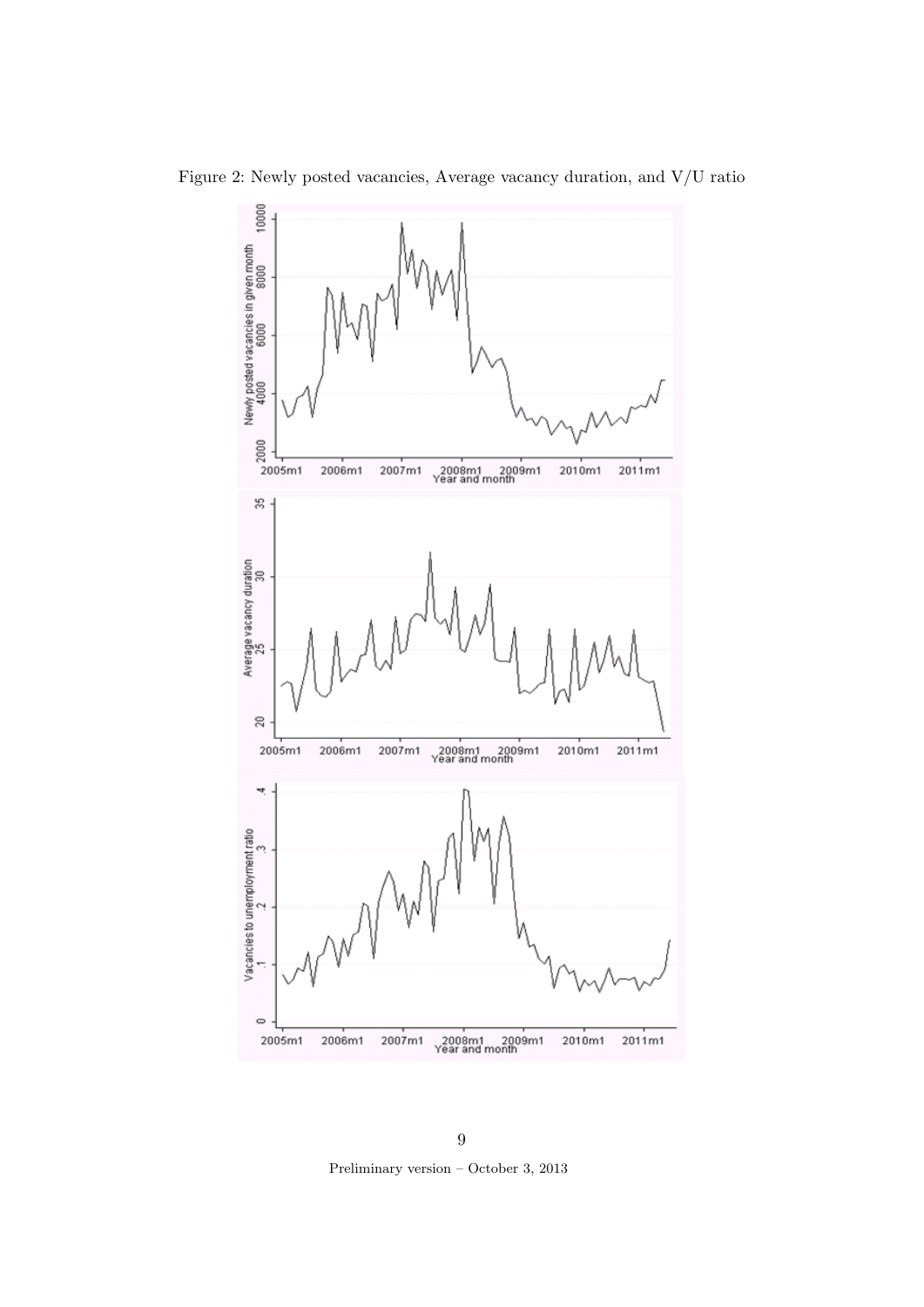Figure 2: Newly posted vacancies, Average vacancy duration, and V/U ratio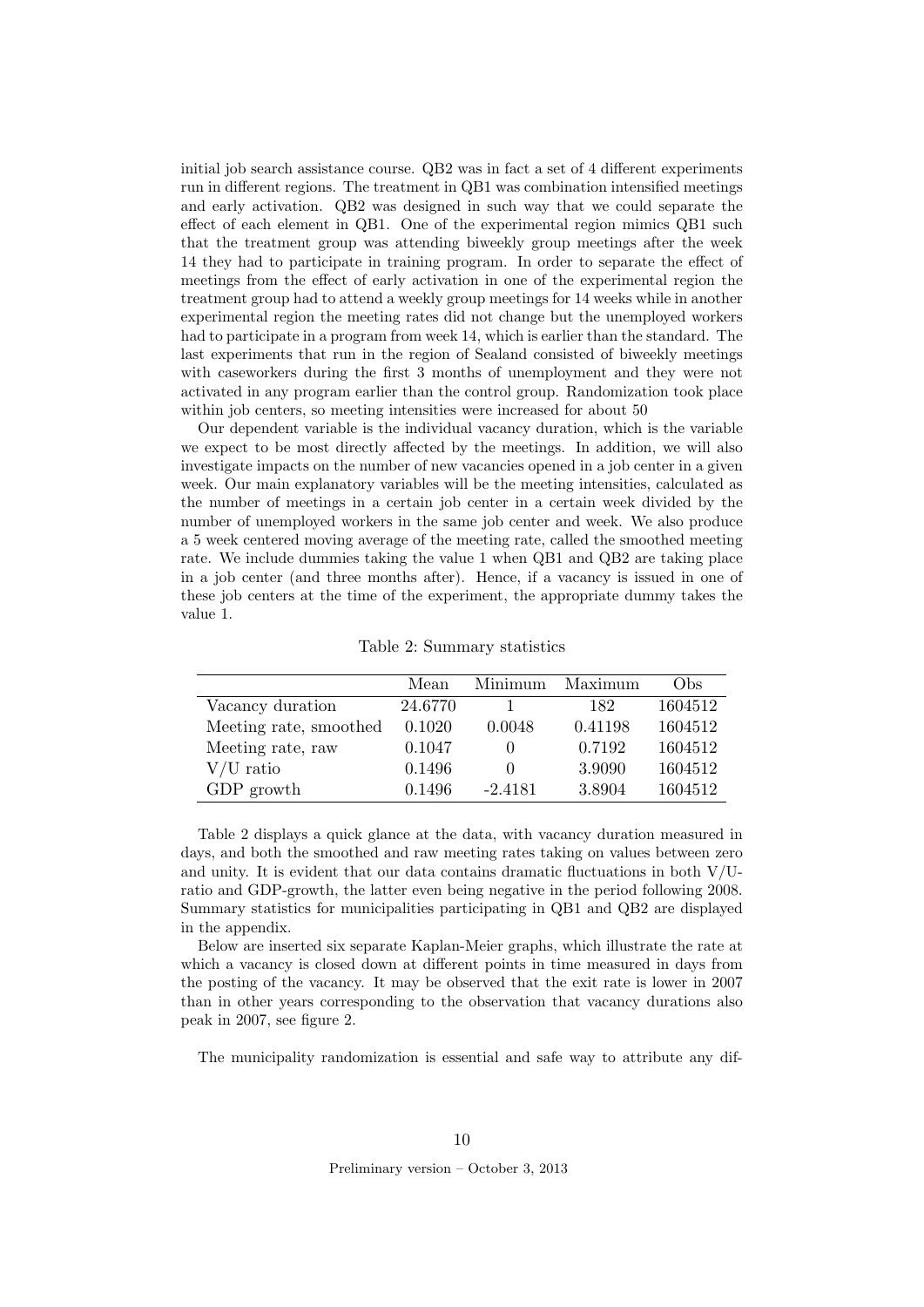initial job search assistance course. QB2 was in fact a set of 4 different experiments run in different regions. The treatment in QB1 was combination intensified meetings and early activation. QB2 was designed in such way that we could separate the effect of each element in QB1. One of the experimental region mimics QB1 such that the treatment group was attending biweekly group meetings after the week 14 they had to participate in training program. In order to separate the effect of meetings from the effect of early activation in one of the experimental region the treatment group had to attend a weekly group meetings for 14 weeks while in another experimental region the meeting rates did not change but the unemployed workers had to participate in a program from week 14, which is earlier than the standard. The last experiments that run in the region of Sealand consisted of biweekly meetings with caseworkers during the first 3 months of unemployment and they were not activated in any program earlier than the control group. Randomization took place within job centers, so meeting intensities were increased for about 50

Our dependent variable is the individual vacancy duration, which is the variable we expect to be most directly affected by the meetings. In addition, we will also investigate impacts on the number of new vacancies opened in a job center in a given week. Our main explanatory variables will be the meeting intensities, calculated as the number of meetings in a certain job center in a certain week divided by the number of unemployed workers in the same job center and week. We also produce a 5 week centered moving average of the meeting rate, called the smoothed meeting rate. We include dummies taking the value 1 when QB1 and QB2 are taking place in a job center (and three months after). Hence, if a vacancy is issued in one of these job centers at the time of the experiment, the appropriate dummy takes the value 1.

Table 2: Summary statistics

| | Mean | Minimum | Maximum | Obs |
|---|---|---|---|---|
| Vacancy duration | 24.6770 | 1 | 182 | 1604512 |
| Meeting rate, smoothed | 0.1020 | 0.0048 | 0.41198 | 1604512 |
| Meeting rate, raw | 0.1047 | 0 | 0.7192 | 1604512 |
| V/U ratio | 0.1496 | 0 | 3.9090 | 1604512 |
| GDP growth | 0.1496 | -2.4181 | 3.8904 | 1604512 |

Table 2 displays a quick glance at the data, with vacancy duration measured in days, and both the smoothed and raw meeting rates taking on values between zero and unity. It is evident that our data contains dramatic fluctuations in both V/U-ratio and GDP-growth, the latter even being negative in the period following 2008. Summary statistics for municipalities participating in QB1 and QB2 are displayed in the appendix.

Below are inserted six separate Kaplan-Meier graphs, which illustrate the rate at which a vacancy is closed down at different points in time measured in days from the posting of the vacancy. It may be observed that the exit rate is lower in 2007 than in other years corresponding to the observation that vacancy durations also peak in 2007, see figure 2.

The municipality randomization is essential and safe way to attribute any dif-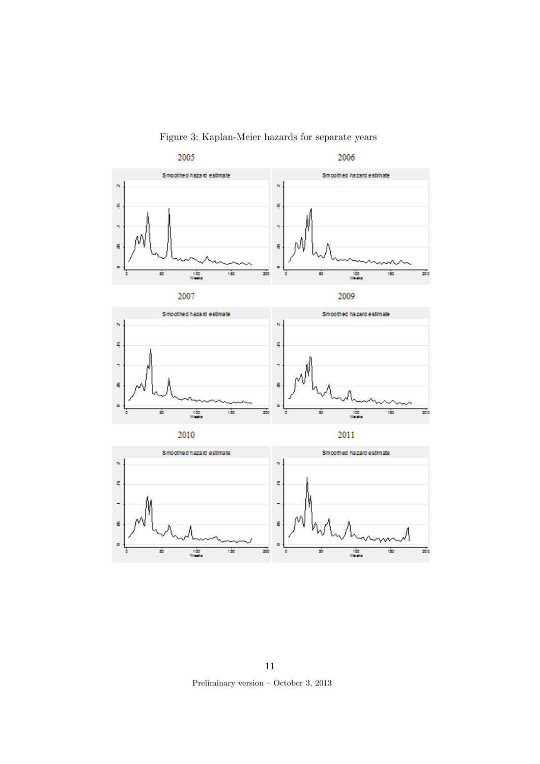Figure 3: Kaplan-Meier hazards for separate years

2005

Smoothed hazard estimate

2006

Smoothed hazard estimate

2007

Smoothed hazard estimate

2009

Smoothed hazard estimate

2010

Smoothed hazard estimate

2011

Smoothed hazard estimate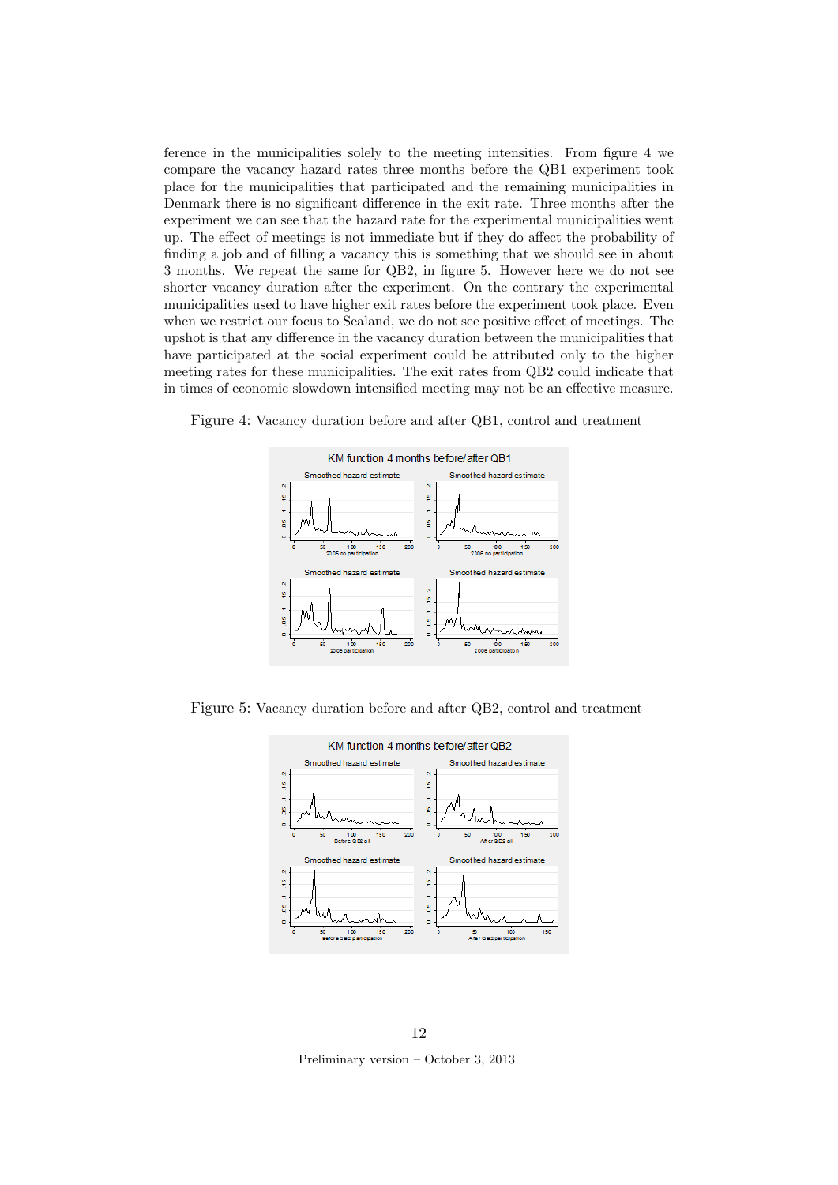ference in the municipalities solely to the meeting intensities. From figure 4 we compare the vacancy hazard rates three months before the QB1 experiment took place for the municipalities that participated and the remaining municipalities in Denmark there is no significant difference in the exit rate. Three months after the experiment we can see that the hazard rate for the experimental municipalities went up. The effect of meetings is not immediate but if they do affect the probability of finding a job and of filling a vacancy this is something that we should see in about 3 months. We repeat the same for QB2, in figure 5. However here we do not see shorter vacancy duration after the experiment. On the contrary the experimental municipalities used to have higher exit rates before the experiment took place. Even when we restrict our focus to Sealand, we do not see positive effect of meetings. The upshot is that any difference in the vacancy duration between the municipalities that have participated at the social experiment could be attributed only to the higher meeting rates for these municipalities. The exit rates from QB2 could indicate that in times of economic slowdown intensified meeting may not be an effective measure.

Figure 4: Vacancy duration before and after QB1, control and treatment

Figure 5: Vacancy duration before and after QB2, control and treatment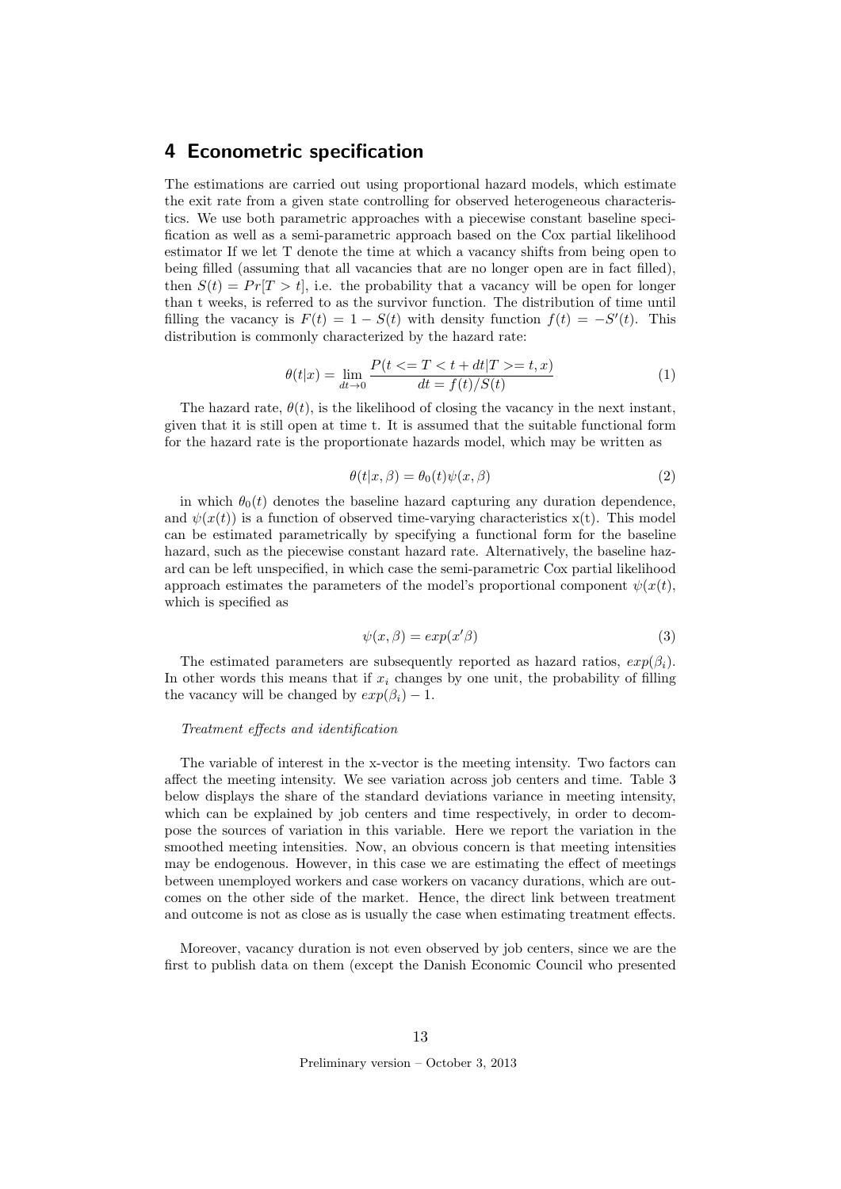## 4 Econometric specification

The estimations are carried out using proportional hazard models, which estimate the exit rate from a given state controlling for observed heterogeneous characteristics. We use both parametric approaches with a piecewise constant baseline specification as well as a semi-parametric approach based on the Cox partial likelihood estimator If we let T denote the time at which a vacancy shifts from being open to being filled (assuming that all vacancies that are no longer open are in fact filled), then $S(t) = Pr[T > t]$, i.e. the probability that a vacancy will be open for longer than t weeks, is referred to as the survivor function. The distribution of time until filling the vacancy is $F(t) = 1 - S(t)$ with density function $f(t) = -S'(t)$. This distribution is commonly characterized by the hazard rate:

$$\theta(t|x) = \lim_{dt \to 0} \frac{P(t <= T < t + dt|T >= t, x)}{dt = f(t)/S(t)} \tag{1}$$

The hazard rate, $\theta(t)$, is the likelihood of closing the vacancy in the next instant, given that it is still open at time t. It is assumed that the suitable functional form for the hazard rate is the proportionate hazards model, which may be written as

$$\theta(t|x, \beta) = \theta_0(t)\psi(x, \beta) \tag{2}$$

in which $\theta_0(t)$ denotes the baseline hazard capturing any duration dependence, and $\psi(x(t))$ is a function of observed time-varying characteristics x(t). This model can be estimated parametrically by specifying a functional form for the baseline hazard, such as the piecewise constant hazard rate. Alternatively, the baseline hazard can be left unspecified, in which case the semi-parametric Cox partial likelihood approach estimates the parameters of the model's proportional component $\psi(x(t)$, which is specified as

$$\psi(x, \beta) = exp(x'\beta) \tag{3}$$

The estimated parameters are subsequently reported as hazard ratios, $exp(\beta_i)$. In other words this means that if $x_i$ changes by one unit, the probability of filling the vacancy will be changed by $exp(\beta_i) - 1$.

*Treatment effects and identification*

The variable of interest in the x-vector is the meeting intensity. Two factors can affect the meeting intensity. We see variation across job centers and time. Table 3 below displays the share of the standard deviations variance in meeting intensity, which can be explained by job centers and time respectively, in order to decompose the sources of variation in this variable. Here we report the variation in the smoothed meeting intensities. Now, an obvious concern is that meeting intensities may be endogenous. However, in this case we are estimating the effect of meetings between unemployed workers and case workers on vacancy durations, which are outcomes on the other side of the market. Hence, the direct link between treatment and outcome is not as close as is usually the case when estimating treatment effects.

Moreover, vacancy duration is not even observed by job centers, since we are the first to publish data on them (except the Danish Economic Council who presented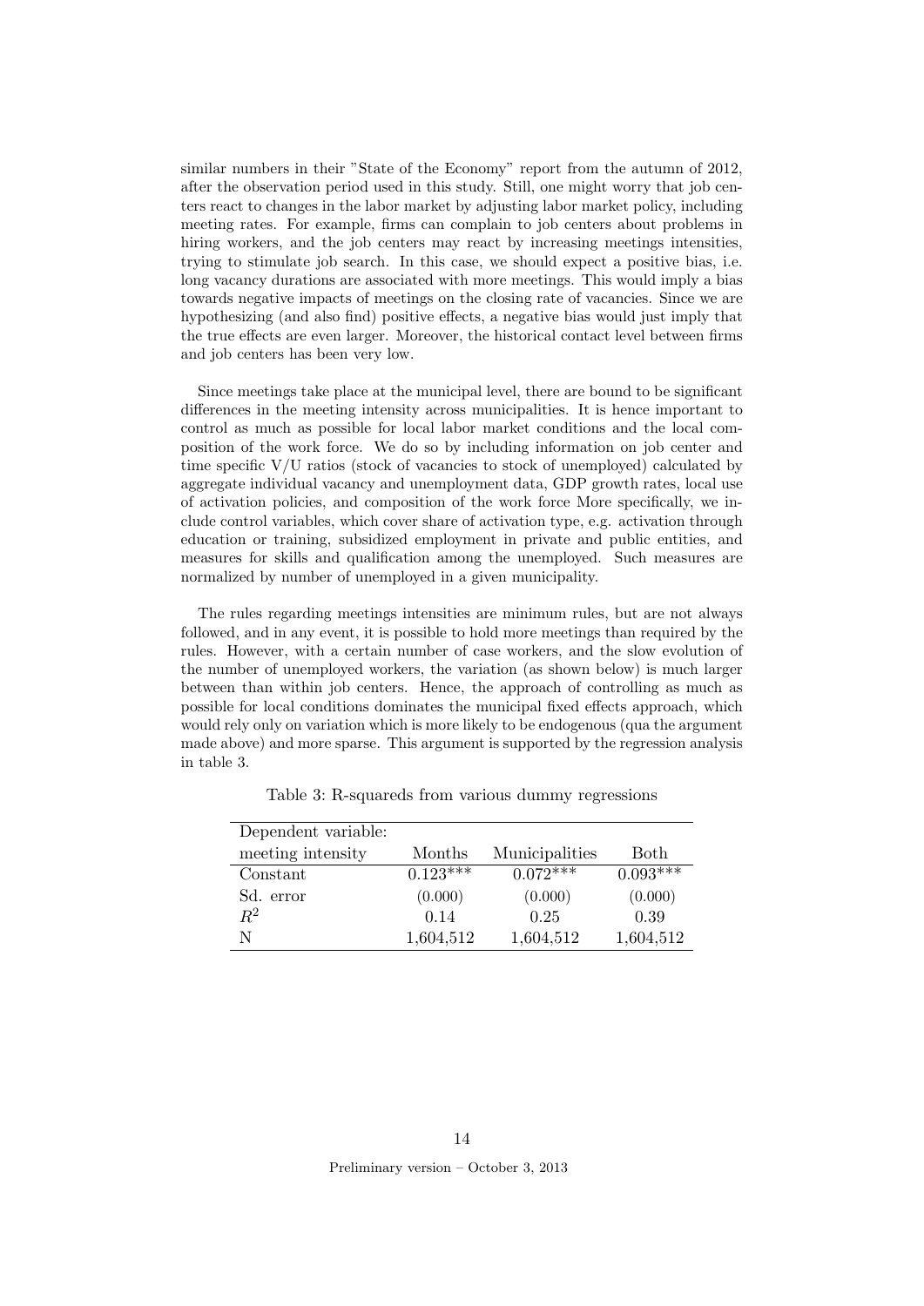similar numbers in their "State of the Economy" report from the autumn of 2012, after the observation period used in this study. Still, one might worry that job centers react to changes in the labor market by adjusting labor market policy, including meeting rates. For example, firms can complain to job centers about problems in hiring workers, and the job centers may react by increasing meetings intensities, trying to stimulate job search. In this case, we should expect a positive bias, i.e. long vacancy durations are associated with more meetings. This would imply a bias towards negative impacts of meetings on the closing rate of vacancies. Since we are hypothesizing (and also find) positive effects, a negative bias would just imply that the true effects are even larger. Moreover, the historical contact level between firms and job centers has been very low.

Since meetings take place at the municipal level, there are bound to be significant differences in the meeting intensity across municipalities. It is hence important to control as much as possible for local labor market conditions and the local composition of the work force. We do so by including information on job center and time specific V/U ratios (stock of vacancies to stock of unemployed) calculated by aggregate individual vacancy and unemployment data, GDP growth rates, local use of activation policies, and composition of the work force More specifically, we include control variables, which cover share of activation type, e.g. activation through education or training, subsidized employment in private and public entities, and measures for skills and qualification among the unemployed. Such measures are normalized by number of unemployed in a given municipality.

The rules regarding meetings intensities are minimum rules, but are not always followed, and in any event, it is possible to hold more meetings than required by the rules. However, with a certain number of case workers, and the slow evolution of the number of unemployed workers, the variation (as shown below) is much larger between than within job centers. Hence, the approach of controlling as much as possible for local conditions dominates the municipal fixed effects approach, which would rely only on variation which is more likely to be endogenous (qua the argument made above) and more sparse. This argument is supported by the regression analysis in table 3.

Table 3: R-squareds from various dummy regressions

| Dependent variable: meeting intensity | Months | Municipalities | Both |
|---|---|---|---|
| Constant | 0.123*** | 0.072*** | 0.093*** |
| Sd. error | (0.000) | (0.000) | (0.000) |
| $R^2$ | 0.14 | 0.25 | 0.39 |
| N | 1,604,512 | 1,604,512 | 1,604,512 |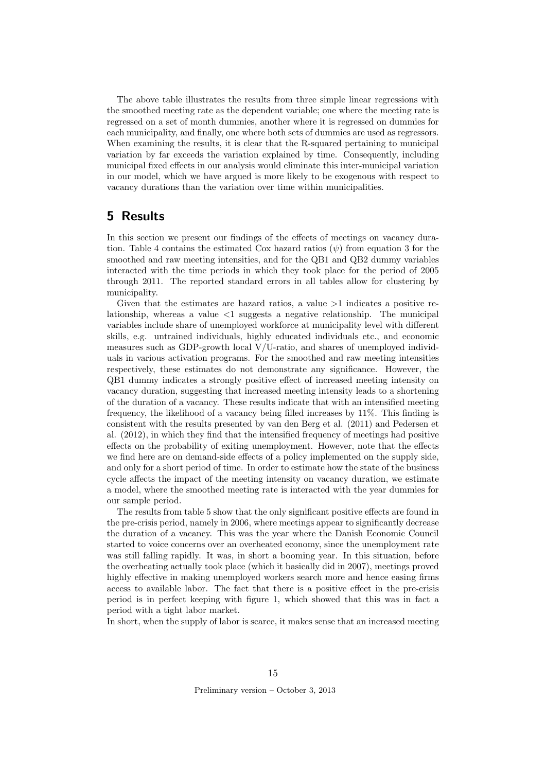The above table illustrates the results from three simple linear regressions with the smoothed meeting rate as the dependent variable; one where the meeting rate is regressed on a set of month dummies, another where it is regressed on dummies for each municipality, and finally, one where both sets of dummies are used as regressors. When examining the results, it is clear that the R-squared pertaining to municipal variation by far exceeds the variation explained by time. Consequently, including municipal fixed effects in our analysis would eliminate this inter-municipal variation in our model, which we have argued is more likely to be exogenous with respect to vacancy durations than the variation over time within municipalities.

## 5 Results

In this section we present our findings of the effects of meetings on vacancy duration. Table 4 contains the estimated Cox hazard ratios ($\psi$) from equation 3 for the smoothed and raw meeting intensities, and for the QB1 and QB2 dummy variables interacted with the time periods in which they took place for the period of 2005 through 2011. The reported standard errors in all tables allow for clustering by municipality.

Given that the estimates are hazard ratios, a value $>1$ indicates a positive relationship, whereas a value $<1$ suggests a negative relationship. The municipal variables include share of unemployed workforce at municipality level with different skills, e.g. untrained individuals, highly educated individuals etc., and economic measures such as GDP-growth local V/U-ratio, and shares of unemployed individuals in various activation programs. For the smoothed and raw meeting intensities respectively, these estimates do not demonstrate any significance. However, the QB1 dummy indicates a strongly positive effect of increased meeting intensity on vacancy duration, suggesting that increased meeting intensity leads to a shortening of the duration of a vacancy. These results indicate that with an intensified meeting frequency, the likelihood of a vacancy being filled increases by 11%. This finding is consistent with the results presented by van den Berg et al. (2011) and Pedersen et al. (2012), in which they find that the intensified frequency of meetings had positive effects on the probability of exiting unemployment. However, note that the effects we find here are on demand-side effects of a policy implemented on the supply side, and only for a short period of time. In order to estimate how the state of the business cycle affects the impact of the meeting intensity on vacancy duration, we estimate a model, where the smoothed meeting rate is interacted with the year dummies for our sample period.

The results from table 5 show that the only significant positive effects are found in the pre-crisis period, namely in 2006, where meetings appear to significantly decrease the duration of a vacancy. This was the year where the Danish Economic Council started to voice concerns over an overheated economy, since the unemployment rate was still falling rapidly. It was, in short a booming year. In this situation, before the overheating actually took place (which it basically did in 2007), meetings proved highly effective in making unemployed workers search more and hence easing firms access to available labor. The fact that there is a positive effect in the pre-crisis period is in perfect keeping with figure 1, which showed that this was in fact a period with a tight labor market.

In short, when the supply of labor is scarce, it makes sense that an increased meeting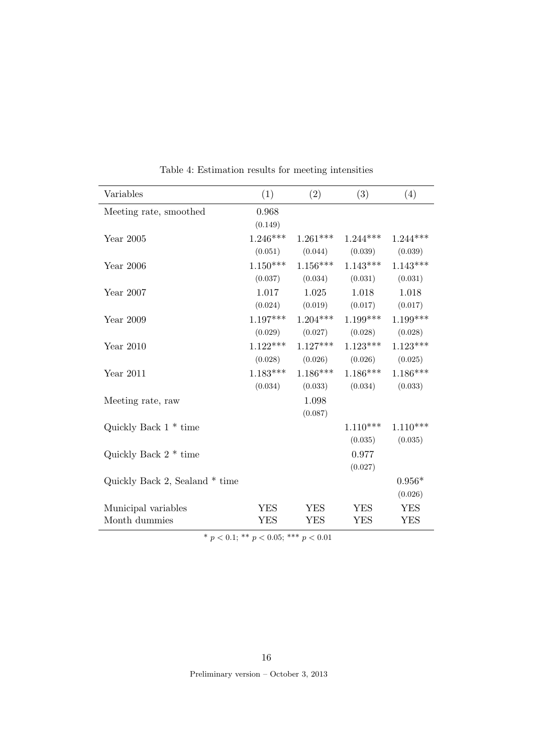Table 4: Estimation results for meeting intensities

| Variables | (1) | (2) | (3) | (4) |
|---|---|---|---|---|
| Meeting rate, smoothed | 0.968 | | | |
| | (0.149) | | | |
| Year 2005 | 1.246*** | 1.261*** | 1.244*** | 1.244*** |
| | (0.051) | (0.044) | (0.039) | (0.039) |
| Year 2006 | 1.150*** | 1.156*** | 1.143*** | 1.143*** |
| | (0.037) | (0.034) | (0.031) | (0.031) |
| Year 2007 | 1.017 | 1.025 | 1.018 | 1.018 |
| | (0.024) | (0.019) | (0.017) | (0.017) |
| Year 2009 | 1.197*** | 1.204*** | 1.199*** | 1.199*** |
| | (0.029) | (0.027) | (0.028) | (0.028) |
| Year 2010 | 1.122*** | 1.127*** | 1.123*** | 1.123*** |
| | (0.028) | (0.026) | (0.026) | (0.025) |
| Year 2011 | 1.183*** | 1.186*** | 1.186*** | 1.186*** |
| | (0.034) | (0.033) | (0.034) | (0.033) |
| Meeting rate, raw | | 1.098 | | |
| | | (0.087) | | |
| Quickly Back 1 * time | | | 1.110*** | 1.110*** |
| | | | (0.035) | (0.035) |
| Quickly Back 2 * time | | | 0.977 | |
| | | | (0.027) | |
| Quickly Back 2, Sealand * time | | | | 0.956* |
| | | | | (0.026) |
| Municipal variables | YES | YES | YES | YES |
| Month dummies | YES | YES | YES | YES |

* $p < 0.1$; ** $p < 0.05$; *** $p < 0.01$

Preliminary version – October 3, 2013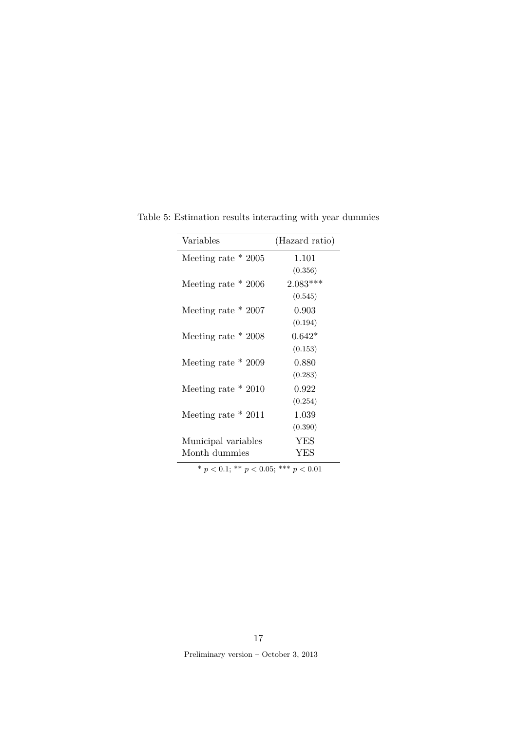Table 5: Estimation results interacting with year dummies

| Variables | (Hazard ratio) |
|---|---|
| Meeting rate * 2005 | 1.101 |
| | (0.356) |
| Meeting rate * 2006 | 2.083*** |
| | (0.545) |
| Meeting rate * 2007 | 0.903 |
| | (0.194) |
| Meeting rate * 2008 | 0.642* |
| | (0.153) |
| Meeting rate * 2009 | 0.880 |
| | (0.283) |
| Meeting rate * 2010 | 0.922 |
| | (0.254) |
| Meeting rate * 2011 | 1.039 |
| | (0.390) |
| Municipal variables | YES |
| Month dummies | YES |

* $p < 0.1$; ** $p < 0.05$; *** $p < 0.01$

Preliminary version – October 3, 2013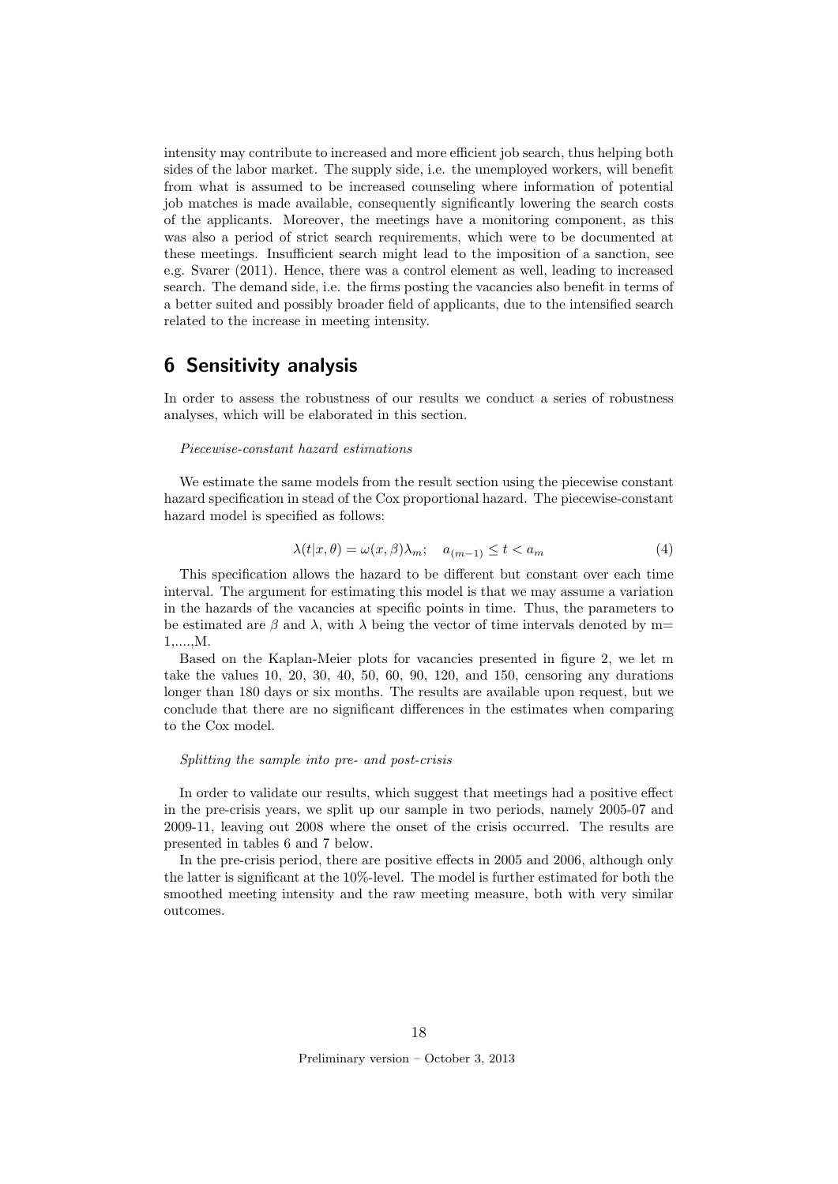intensity may contribute to increased and more efficient job search, thus helping both sides of the labor market. The supply side, i.e. the unemployed workers, will benefit from what is assumed to be increased counseling where information of potential job matches is made available, consequently significantly lowering the search costs of the applicants. Moreover, the meetings have a monitoring component, as this was also a period of strict search requirements, which were to be documented at these meetings. Insufficient search might lead to the imposition of a sanction, see e.g. Svarer (2011). Hence, there was a control element as well, leading to increased search. The demand side, i.e. the firms posting the vacancies also benefit in terms of a better suited and possibly broader field of applicants, due to the intensified search related to the increase in meeting intensity.

## 6 Sensitivity analysis

In order to assess the robustness of our results we conduct a series of robustness analyses, which will be elaborated in this section.

*Piecewise-constant hazard estimations*

We estimate the same models from the result section using the piecewise constant hazard specification in stead of the Cox proportional hazard. The piecewise-constant hazard model is specified as follows:

$$\lambda(t|x,\theta) = \omega(x,\beta)\lambda_m; \quad a_{(m-1)} \leq t < a_m \tag{4}$$

This specification allows the hazard to be different but constant over each time interval. The argument for estimating this model is that we may assume a variation in the hazards of the vacancies at specific points in time. Thus, the parameters to be estimated are $\beta$ and $\lambda$, with $\lambda$ being the vector of time intervals denoted by m= 1,....,M.

Based on the Kaplan-Meier plots for vacancies presented in figure 2, we let m take the values 10, 20, 30, 40, 50, 60, 90, 120, and 150, censoring any durations longer than 180 days or six months. The results are available upon request, but we conclude that there are no significant differences in the estimates when comparing to the Cox model.

*Splitting the sample into pre- and post-crisis*

In order to validate our results, which suggest that meetings had a positive effect in the pre-crisis years, we split up our sample in two periods, namely 2005-07 and 2009-11, leaving out 2008 where the onset of the crisis occurred. The results are presented in tables 6 and 7 below.

In the pre-crisis period, there are positive effects in 2005 and 2006, although only the latter is significant at the 10%-level. The model is further estimated for both the smoothed meeting intensity and the raw meeting measure, both with very similar outcomes.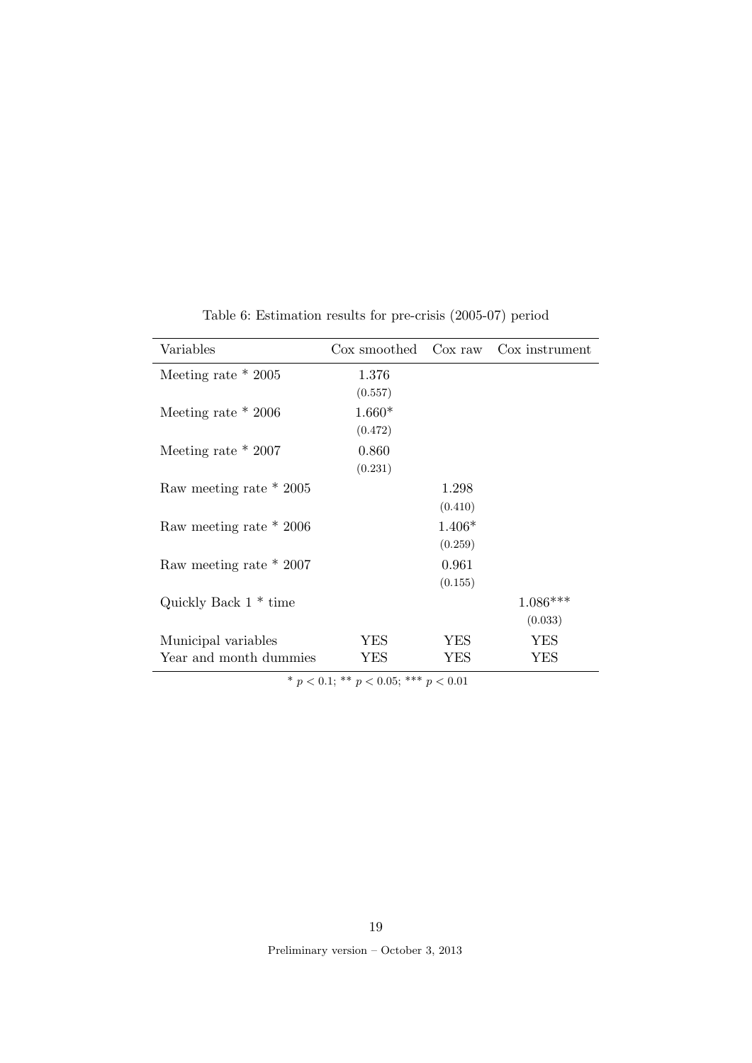Table 6: Estimation results for pre-crisis (2005-07) period

| Variables | Cox smoothed | Cox raw | Cox instrument |
|---|---|---|---|
| Meeting rate * 2005 | 1.376 | | |
| | (0.557) | | |
| Meeting rate * 2006 | 1.660* | | |
| | (0.472) | | |
| Meeting rate * 2007 | 0.860 | | |
| | (0.231) | | |
| Raw meeting rate * 2005 | | 1.298 | |
| | | (0.410) | |
| Raw meeting rate * 2006 | | 1.406* | |
| | | (0.259) | |
| Raw meeting rate * 2007 | | 0.961 | |
| | | (0.155) | |
| Quickly Back 1 * time | | | 1.086*** |
| | | | (0.033) |
| Municipal variables | YES | YES | YES |
| Year and month dummies | YES | YES | YES |

* $p < 0.1$; ** $p < 0.05$; *** $p < 0.01$

Preliminary version – October 3, 2013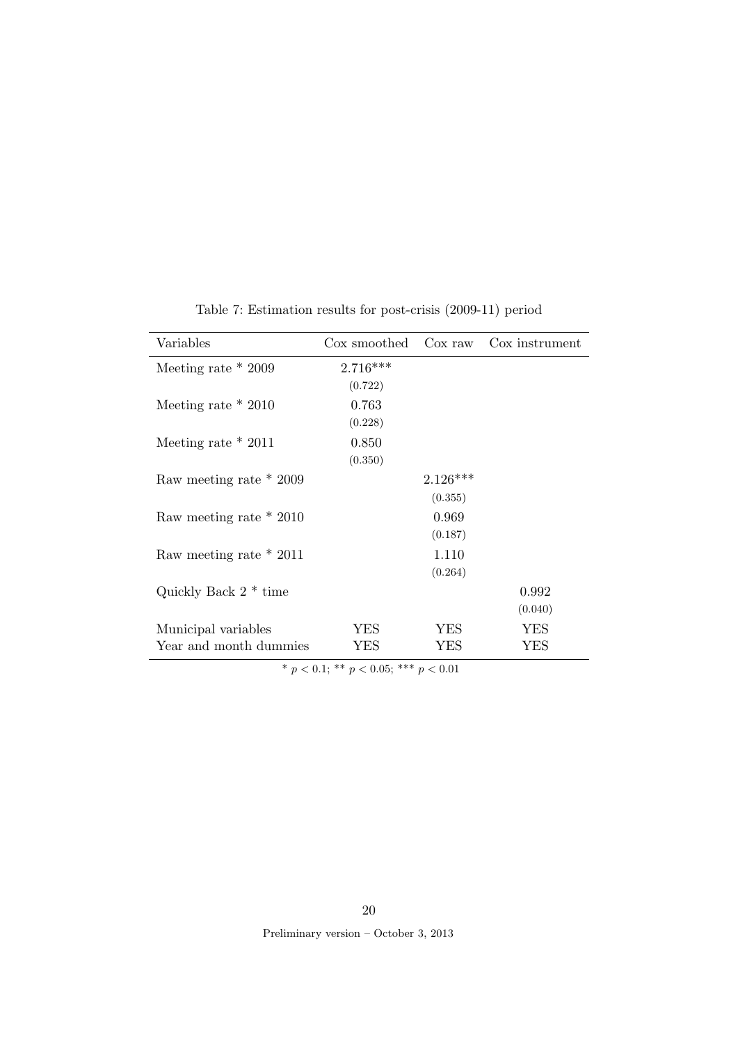Table 7: Estimation results for post-crisis (2009-11) period

| Variables | Cox smoothed | Cox raw | Cox instrument |
|---|---|---|---|
| Meeting rate * 2009 | 2.716*** | | |
| | (0.722) | | |
| Meeting rate * 2010 | 0.763 | | |
| | (0.228) | | |
| Meeting rate * 2011 | 0.850 | | |
| | (0.350) | | |
| Raw meeting rate * 2009 | | 2.126*** | |
| | | (0.355) | |
| Raw meeting rate * 2010 | | 0.969 | |
| | | (0.187) | |
| Raw meeting rate * 2011 | | 1.110 | |
| | | (0.264) | |
| Quickly Back 2 * time | | | 0.992 |
| | | | (0.040) |
| Municipal variables | YES | YES | YES |
| Year and month dummies | YES | YES | YES |

* $p < 0.1$; ** $p < 0.05$; *** $p < 0.01$

Preliminary version – October 3, 2013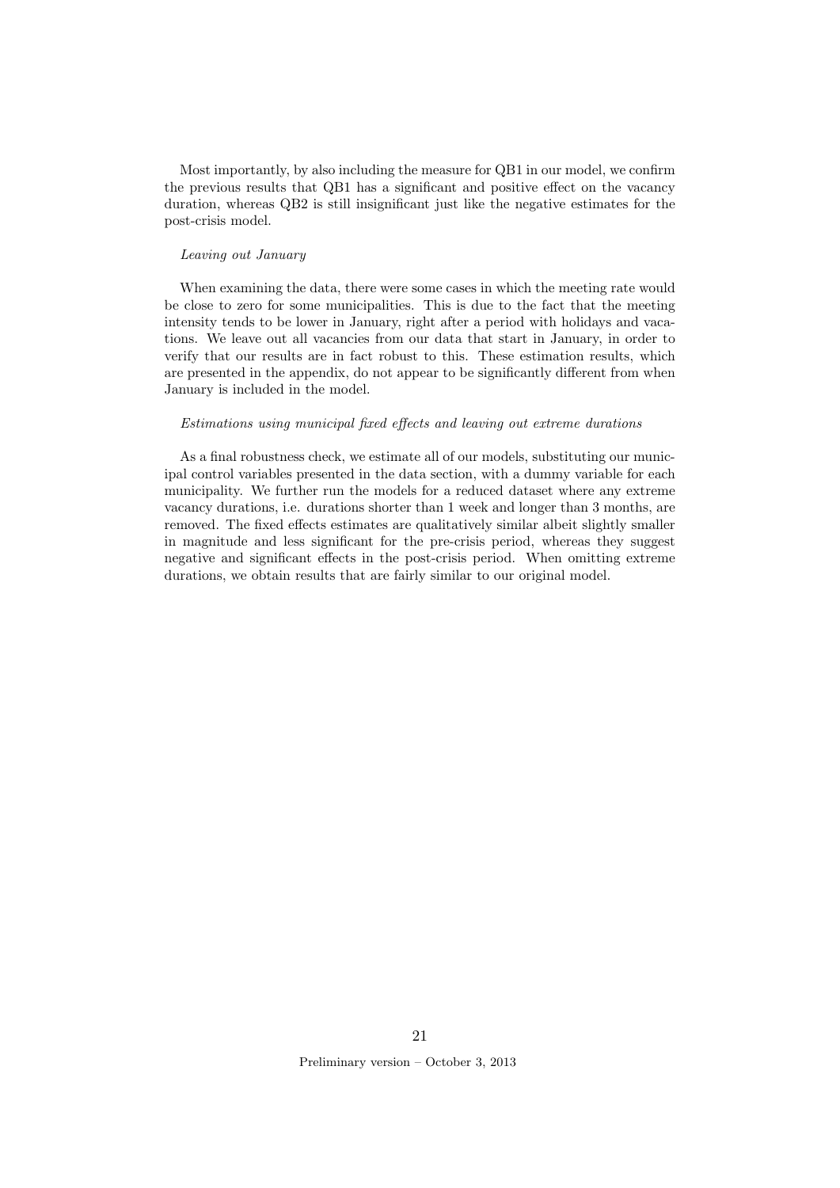Most importantly, by also including the measure for QB1 in our model, we confirm the previous results that QB1 has a significant and positive effect on the vacancy duration, whereas QB2 is still insignificant just like the negative estimates for the post-crisis model.

*Leaving out January*

When examining the data, there were some cases in which the meeting rate would be close to zero for some municipalities. This is due to the fact that the meeting intensity tends to be lower in January, right after a period with holidays and vacations. We leave out all vacancies from our data that start in January, in order to verify that our results are in fact robust to this. These estimation results, which are presented in the appendix, do not appear to be significantly different from when January is included in the model.

*Estimations using municipal fixed effects and leaving out extreme durations*

As a final robustness check, we estimate all of our models, substituting our municipal control variables presented in the data section, with a dummy variable for each municipality. We further run the models for a reduced dataset where any extreme vacancy durations, i.e. durations shorter than 1 week and longer than 3 months, are removed. The fixed effects estimates are qualitatively similar albeit slightly smaller in magnitude and less significant for the pre-crisis period, whereas they suggest negative and significant effects in the post-crisis period. When omitting extreme durations, we obtain results that are fairly similar to our original model.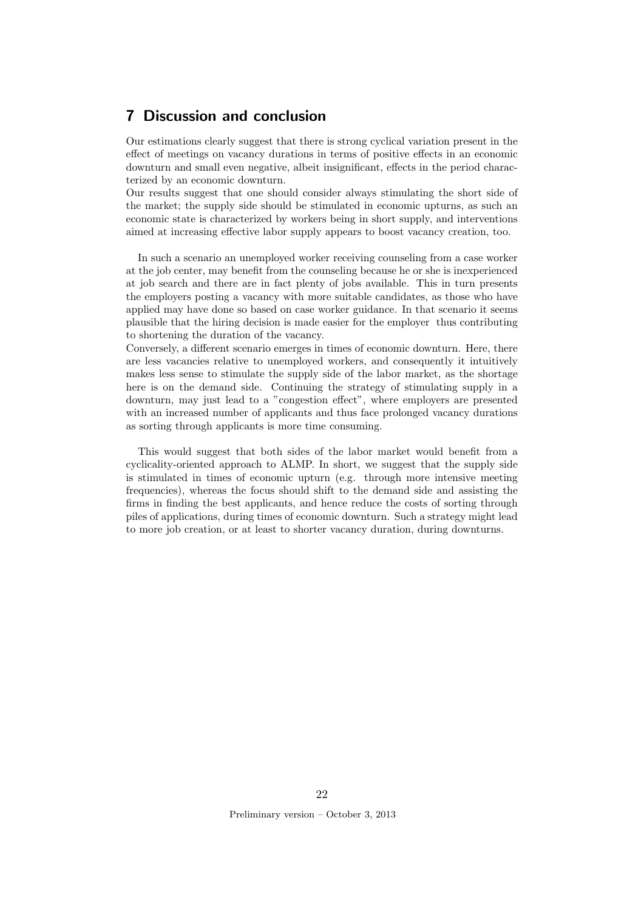## 7 Discussion and conclusion

Our estimations clearly suggest that there is strong cyclical variation present in the effect of meetings on vacancy durations in terms of positive effects in an economic downturn and small even negative, albeit insignificant, effects in the period characterized by an economic downturn.
Our results suggest that one should consider always stimulating the short side of the market; the supply side should be stimulated in economic upturns, as such an economic state is characterized by workers being in short supply, and interventions aimed at increasing effective labor supply appears to boost vacancy creation, too.

In such a scenario an unemployed worker receiving counseling from a case worker at the job center, may benefit from the counseling because he or she is inexperienced at job search and there are in fact plenty of jobs available. This in turn presents the employers posting a vacancy with more suitable candidates, as those who have applied may have done so based on case worker guidance. In that scenario it seems plausible that the hiring decision is made easier for the employer thus contributing to shortening the duration of the vacancy.
Conversely, a different scenario emerges in times of economic downturn. Here, there are less vacancies relative to unemployed workers, and consequently it intuitively makes less sense to stimulate the supply side of the labor market, as the shortage here is on the demand side. Continuing the strategy of stimulating supply in a downturn, may just lead to a "congestion effect", where employers are presented with an increased number of applicants and thus face prolonged vacancy durations as sorting through applicants is more time consuming.

This would suggest that both sides of the labor market would benefit from a cyclicality-oriented approach to ALMP. In short, we suggest that the supply side is stimulated in times of economic upturn (e.g. through more intensive meeting frequencies), whereas the focus should shift to the demand side and assisting the firms in finding the best applicants, and hence reduce the costs of sorting through piles of applications, during times of economic downturn. Such a strategy might lead to more job creation, or at least to shorter vacancy duration, during downturns.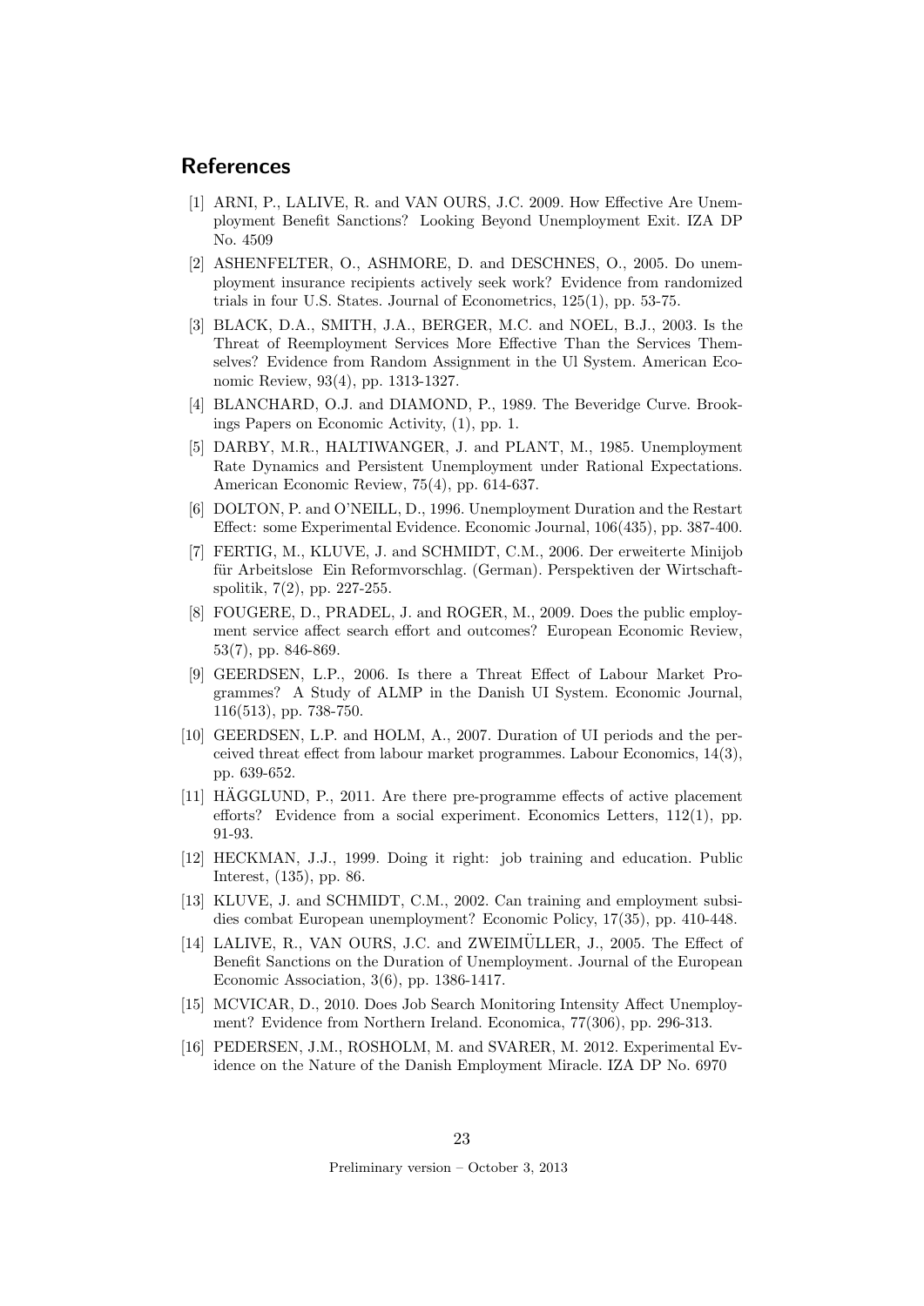## References

[1] ARNI, P., LALIVE, R. and VAN OURS, J.C. 2009. How Effective Are Unemployment Benefit Sanctions? Looking Beyond Unemployment Exit. IZA DP No. 4509

[2] ASHENFELTER, O., ASHMORE, D. and DESCHNES, O., 2005. Do unemployment insurance recipients actively seek work? Evidence from randomized trials in four U.S. States. Journal of Econometrics, 125(1), pp. 53-75.

[3] BLACK, D.A., SMITH, J.A., BERGER, M.C. and NOEL, B.J., 2003. Is the Threat of Reemployment Services More Effective Than the Services Themselves? Evidence from Random Assignment in the Ul System. American Economic Review, 93(4), pp. 1313-1327.

[4] BLANCHARD, O.J. and DIAMOND, P., 1989. The Beveridge Curve. Brookings Papers on Economic Activity, (1), pp. 1.

[5] DARBY, M.R., HALTIWANGER, J. and PLANT, M., 1985. Unemployment Rate Dynamics and Persistent Unemployment under Rational Expectations. American Economic Review, 75(4), pp. 614-637.

[6] DOLTON, P. and O'NEILL, D., 1996. Unemployment Duration and the Restart Effect: some Experimental Evidence. Economic Journal, 106(435), pp. 387-400.

[7] FERTIG, M., KLUVE, J. and SCHMIDT, C.M., 2006. Der erweiterte Minijob für Arbeitslose Ein Reformvorschlag. (German). Perspektiven der Wirtschaftspolitik, 7(2), pp. 227-255.

[8] FOUGERE, D., PRADEL, J. and ROGER, M., 2009. Does the public employment service affect search effort and outcomes? European Economic Review, 53(7), pp. 846-869.

[9] GEERDSEN, L.P., 2006. Is there a Threat Effect of Labour Market Programmes? A Study of ALMP in the Danish UI System. Economic Journal, 116(513), pp. 738-750.

[10] GEERDSEN, L.P. and HOLM, A., 2007. Duration of UI periods and the perceived threat effect from labour market programmes. Labour Economics, 14(3), pp. 639-652.

[11] HÄGGLUND, P., 2011. Are there pre-programme effects of active placement efforts? Evidence from a social experiment. Economics Letters, 112(1), pp. 91-93.

[12] HECKMAN, J.J., 1999. Doing it right: job training and education. Public Interest, (135), pp. 86.

[13] KLUVE, J. and SCHMIDT, C.M., 2002. Can training and employment subsidies combat European unemployment? Economic Policy, 17(35), pp. 410-448.

[14] LALIVE, R., VAN OURS, J.C. and ZWEIMÜLLER, J., 2005. The Effect of Benefit Sanctions on the Duration of Unemployment. Journal of the European Economic Association, 3(6), pp. 1386-1417.

[15] MCVICAR, D., 2010. Does Job Search Monitoring Intensity Affect Unemployment? Evidence from Northern Ireland. Economica, 77(306), pp. 296-313.

[16] PEDERSEN, J.M., ROSHOLM, M. and SVARER, M. 2012. Experimental Evidence on the Nature of the Danish Employment Miracle. IZA DP No. 6970

Preliminary version – October 3, 2013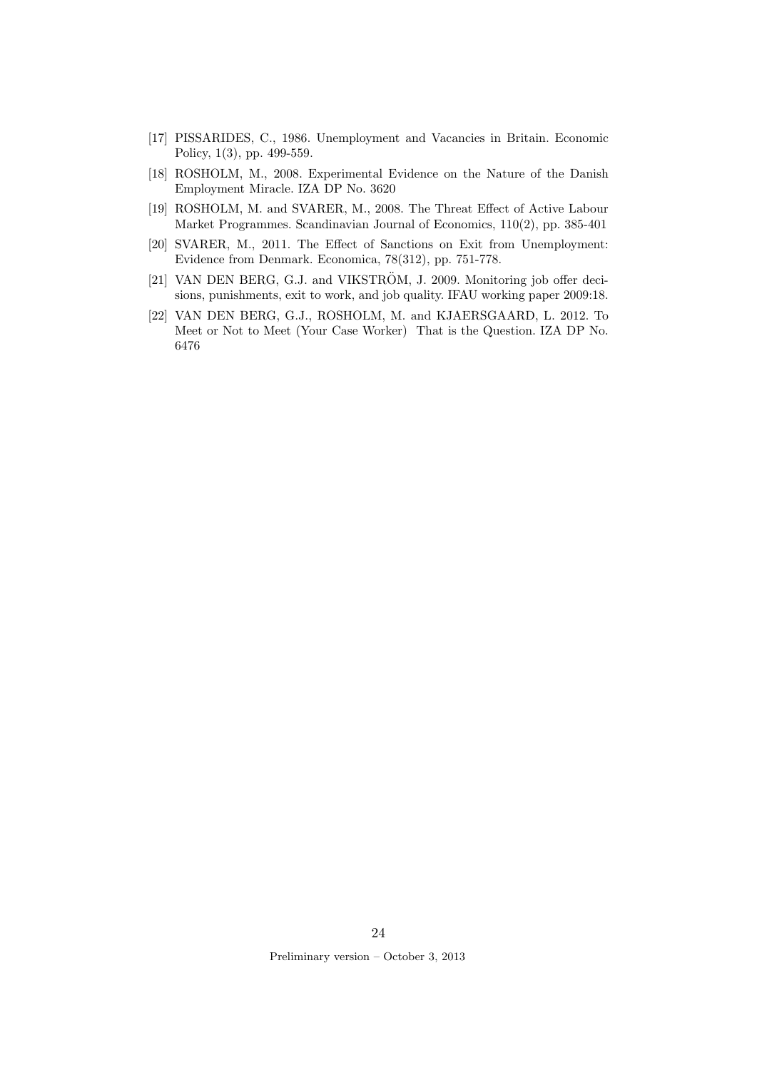[17] PISSARIDES, C., 1986. Unemployment and Vacancies in Britain. Economic Policy, 1(3), pp. 499-559.

[18] ROSHOLM, M., 2008. Experimental Evidence on the Nature of the Danish Employment Miracle. IZA DP No. 3620

[19] ROSHOLM, M. and SVARER, M., 2008. The Threat Effect of Active Labour Market Programmes. Scandinavian Journal of Economics, 110(2), pp. 385-401

[20] SVARER, M., 2011. The Effect of Sanctions on Exit from Unemployment: Evidence from Denmark. Economica, 78(312), pp. 751-778.

[21] VAN DEN BERG, G.J. and VIKSTRÖM, J. 2009. Monitoring job offer decisions, punishments, exit to work, and job quality. IFAU working paper 2009:18.

[22] VAN DEN BERG, G.J., ROSHOLM, M. and KJAERSGAARD, L. 2012. To Meet or Not to Meet (Your Case Worker) That is the Question. IZA DP No. 6476

Preliminary version – October 3, 2013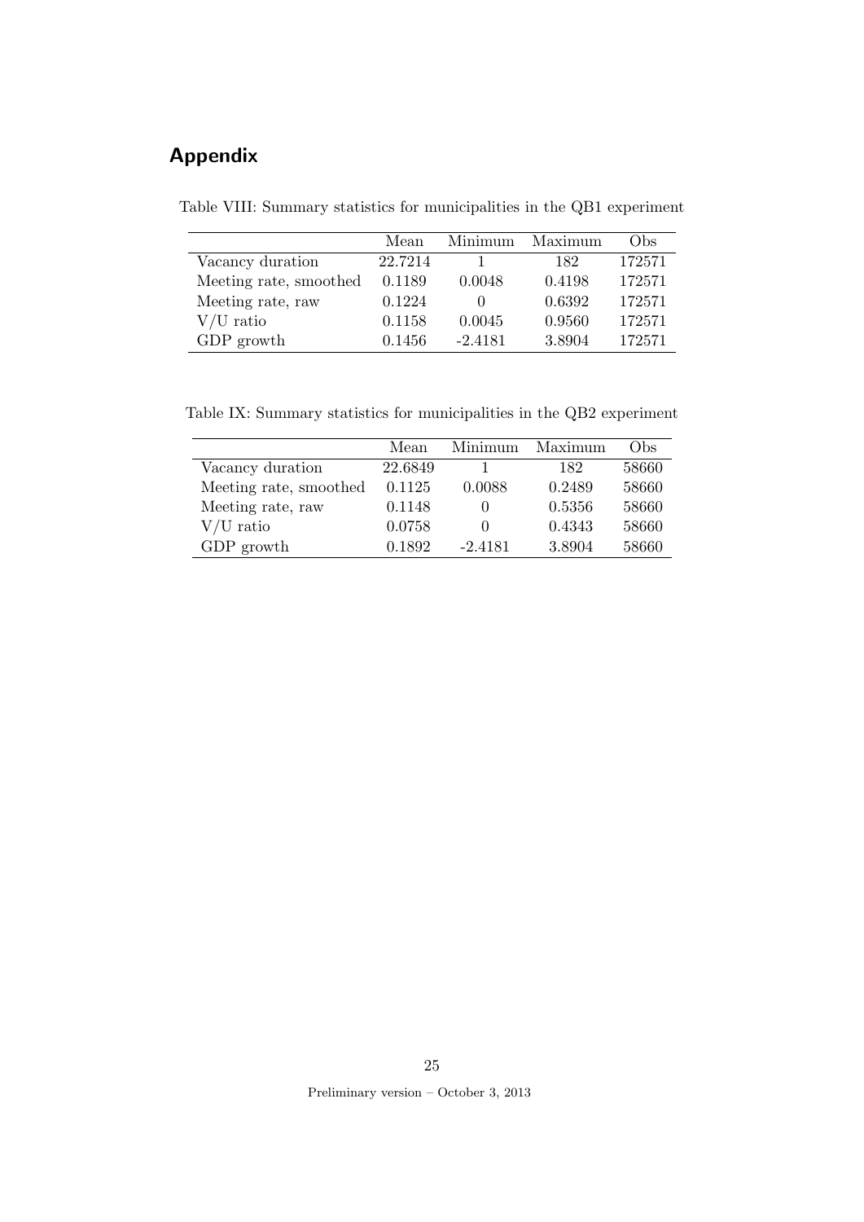# Appendix

Table VIII: Summary statistics for municipalities in the QB1 experiment

|  | Mean | Minimum | Maximum | Obs |
|---|---|---|---|---|
| Vacancy duration | 22.7214 | 1 | 182 | 172571 |
| Meeting rate, smoothed | 0.1189 | 0.0048 | 0.4198 | 172571 |
| Meeting rate, raw | 0.1224 | 0 | 0.6392 | 172571 |
| V/U ratio | 0.1158 | 0.0045 | 0.9560 | 172571 |
| GDP growth | 0.1456 | -2.4181 | 3.8904 | 172571 |

Table IX: Summary statistics for municipalities in the QB2 experiment

|  | Mean | Minimum | Maximum | Obs |
|---|---|---|---|---|
| Vacancy duration | 22.6849 | 1 | 182 | 58660 |
| Meeting rate, smoothed | 0.1125 | 0.0088 | 0.2489 | 58660 |
| Meeting rate, raw | 0.1148 | 0 | 0.5356 | 58660 |
| V/U ratio | 0.0758 | 0 | 0.4343 | 58660 |
| GDP growth | 0.1892 | -2.4181 | 3.8904 | 58660 |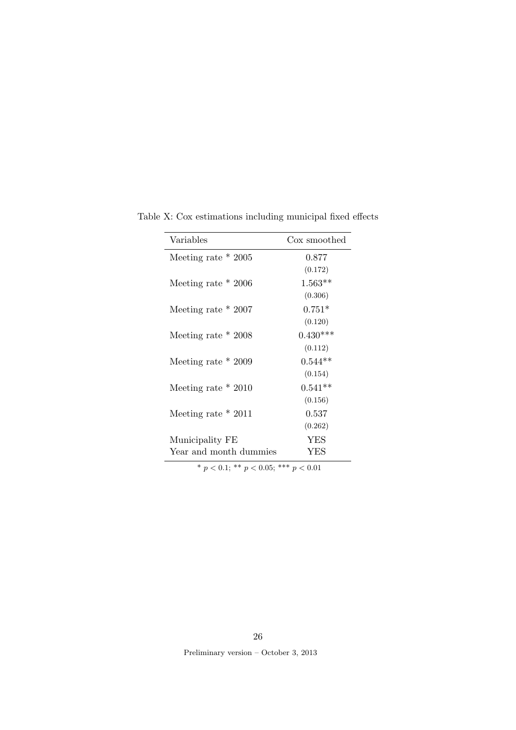Table X: Cox estimations including municipal fixed effects

| Variables | Cox smoothed |
|---|---|
| Meeting rate * 2005 | 0.877 |
| | (0.172) |
| Meeting rate * 2006 | 1.563** |
| | (0.306) |
| Meeting rate * 2007 | 0.751* |
| | (0.120) |
| Meeting rate * 2008 | 0.430*** |
| | (0.112) |
| Meeting rate * 2009 | 0.544** |
| | (0.154) |
| Meeting rate * 2010 | 0.541** |
| | (0.156) |
| Meeting rate * 2011 | 0.537 |
| | (0.262) |
| Municipality FE | YES |
| Year and month dummies | YES |

* $p < 0.1$; ** $p < 0.05$; *** $p < 0.01$

Preliminary version – October 3, 2013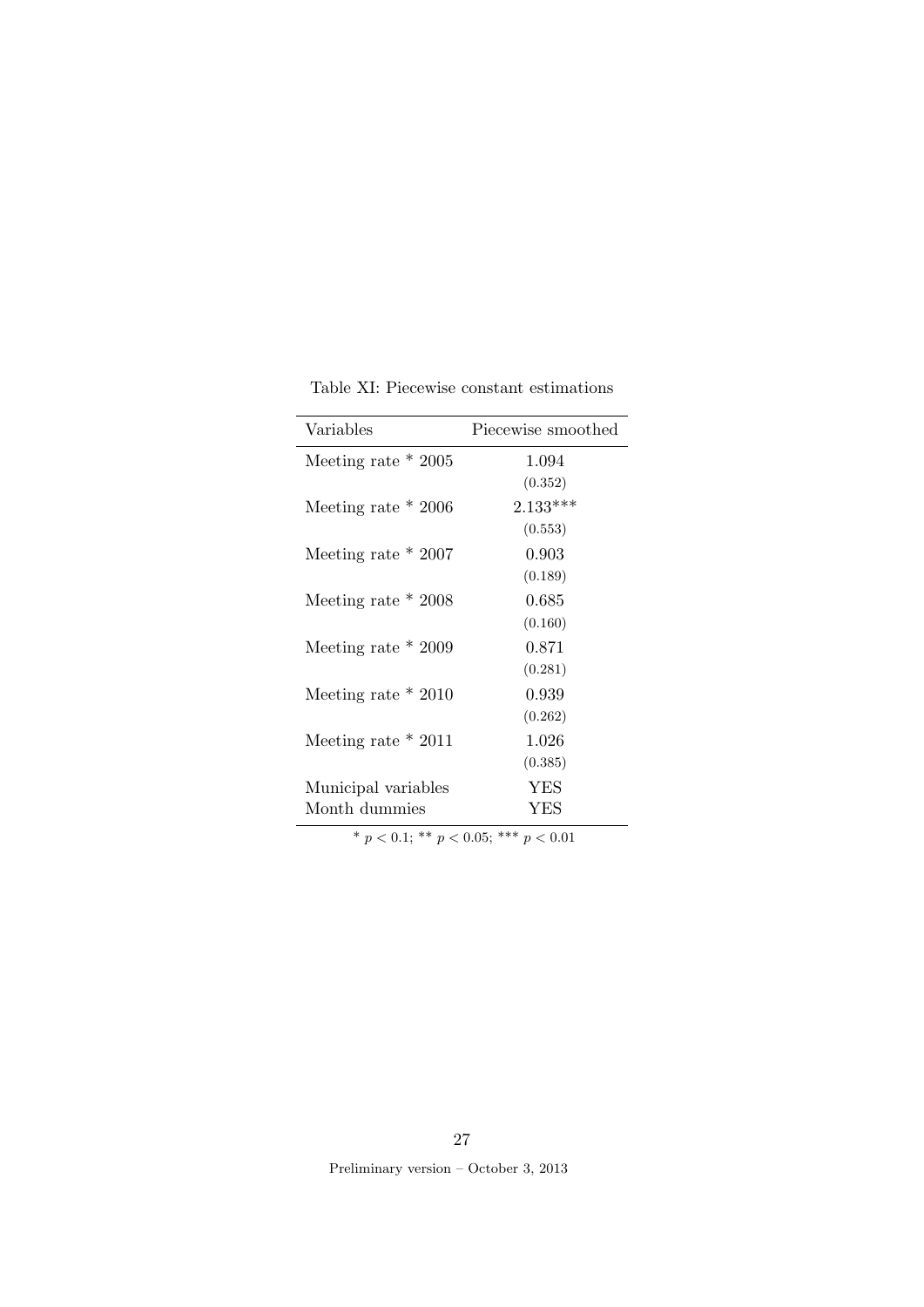Table XI: Piecewise constant estimations

| Variables | Piecewise smoothed |
|---|---|
| Meeting rate * 2005 | 1.094 |
| | (0.352) |
| Meeting rate * 2006 | 2.133*** |
| | (0.553) |
| Meeting rate * 2007 | 0.903 |
| | (0.189) |
| Meeting rate * 2008 | 0.685 |
| | (0.160) |
| Meeting rate * 2009 | 0.871 |
| | (0.281) |
| Meeting rate * 2010 | 0.939 |
| | (0.262) |
| Meeting rate * 2011 | 1.026 |
| | (0.385) |
| Municipal variables | YES |
| Month dummies | YES |

* $p < 0.1$; ** $p < 0.05$; *** $p < 0.01$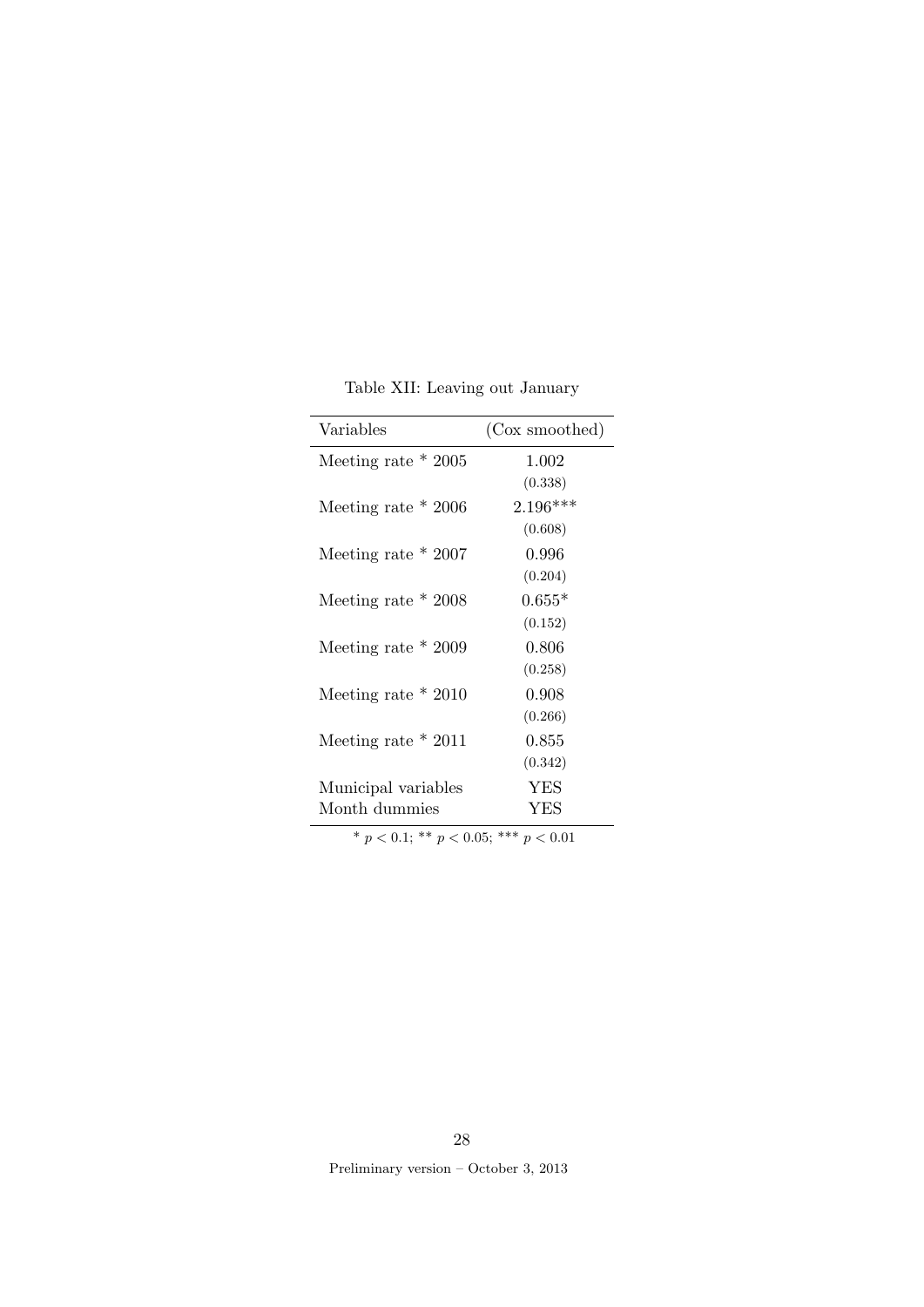Table XII: Leaving out January

| Variables | (Cox smoothed) |
|---|---|
| Meeting rate * 2005 | 1.002 |
| | (0.338) |
| Meeting rate * 2006 | 2.196*** |
| | (0.608) |
| Meeting rate * 2007 | 0.996 |
| | (0.204) |
| Meeting rate * 2008 | 0.655* |
| | (0.152) |
| Meeting rate * 2009 | 0.806 |
| | (0.258) |
| Meeting rate * 2010 | 0.908 |
| | (0.266) |
| Meeting rate * 2011 | 0.855 |
| | (0.342) |
| Municipal variables | YES |
| Month dummies | YES |

* $p < 0.1$; ** $p < 0.05$; *** $p < 0.01$

Preliminary version – October 3, 2013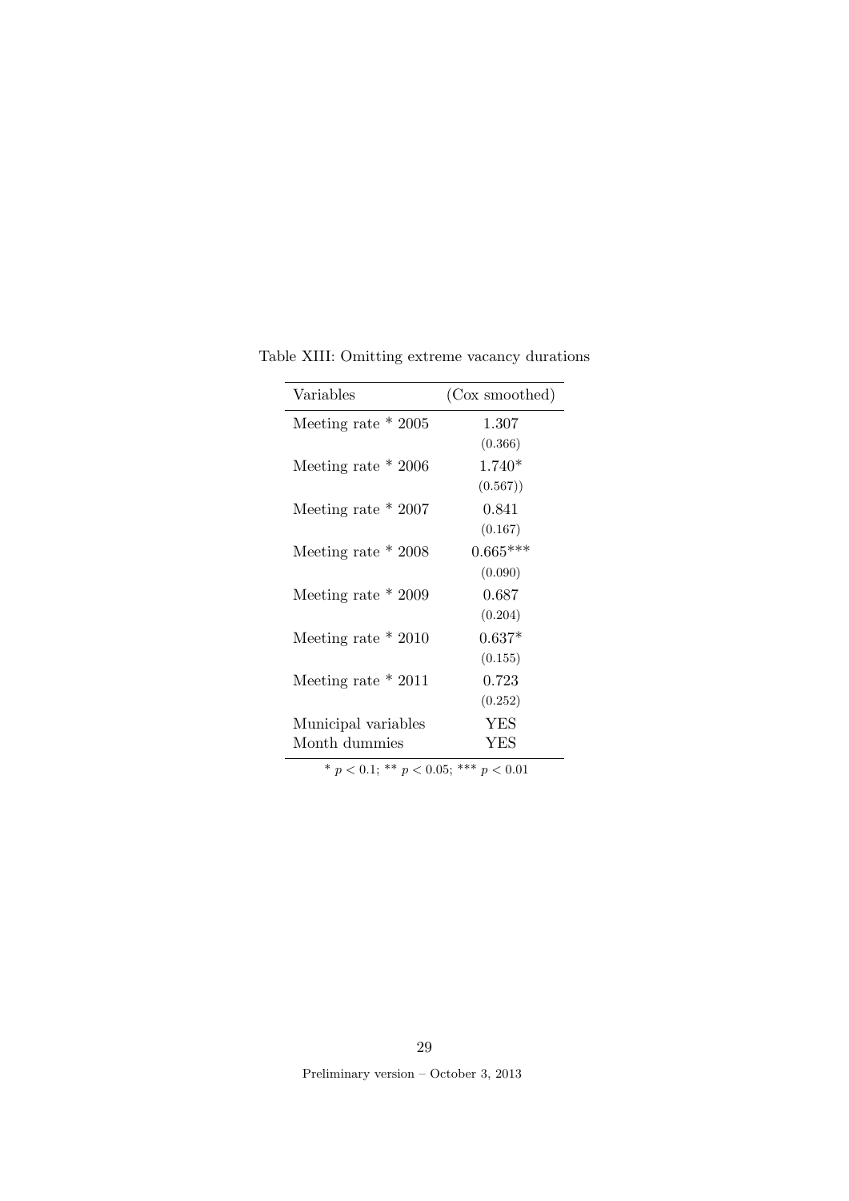Table XIII: Omitting extreme vacancy durations

| Variables | (Cox smoothed) |
|---|---|
| Meeting rate * 2005 | 1.307 |
| | (0.366) |
| Meeting rate * 2006 | 1.740* |
| | (0.567)) |
| Meeting rate * 2007 | 0.841 |
| | (0.167) |
| Meeting rate * 2008 | 0.665*** |
| | (0.090) |
| Meeting rate * 2009 | 0.687 |
| | (0.204) |
| Meeting rate * 2010 | 0.637* |
| | (0.155) |
| Meeting rate * 2011 | 0.723 |
| | (0.252) |
| Municipal variables | YES |
| Month dummies | YES |

* $p < 0.1$; ** $p < 0.05$; *** $p < 0.01$

Preliminary version – October 3, 2013